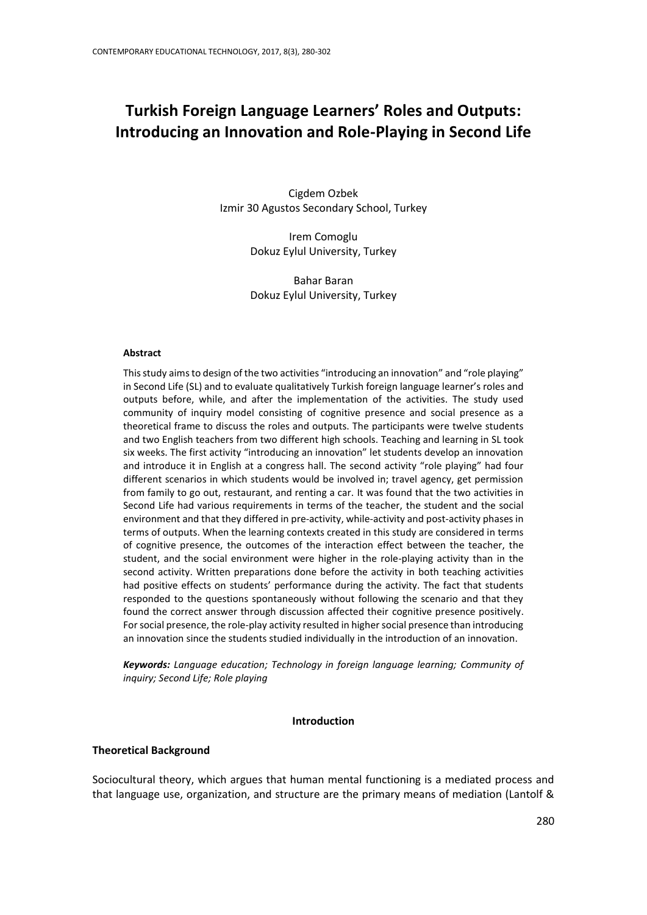# Turkish Foreign Language Learners' Roles and Outputs: Introducing an Innovation and Role-Playing in Second Life

Cigdem Ozbek
Izmir 30 Agustos Secondary School, Turkey

Irem Comoglu
Dokuz Eylul University, Turkey

Bahar Baran
Dokuz Eylul University, Turkey

**Abstract**

This study aims to design of the two activities "introducing an innovation" and "role playing" in Second Life (SL) and to evaluate qualitatively Turkish foreign language learner's roles and outputs before, while, and after the implementation of the activities. The study used community of inquiry model consisting of cognitive presence and social presence as a theoretical frame to discuss the roles and outputs. The participants were twelve students and two English teachers from two different high schools. Teaching and learning in SL took six weeks. The first activity "introducing an innovation" let students develop an innovation and introduce it in English at a congress hall. The second activity "role playing" had four different scenarios in which students would be involved in; travel agency, get permission from family to go out, restaurant, and renting a car. It was found that the two activities in Second Life had various requirements in terms of the teacher, the student and the social environment and that they differed in pre-activity, while-activity and post-activity phases in terms of outputs. When the learning contexts created in this study are considered in terms of cognitive presence, the outcomes of the interaction effect between the teacher, the student, and the social environment were higher in the role-playing activity than in the second activity. Written preparations done before the activity in both teaching activities had positive effects on students' performance during the activity. The fact that students responded to the questions spontaneously without following the scenario and that they found the correct answer through discussion affected their cognitive presence positively. For social presence, the role-play activity resulted in higher social presence than introducing an innovation since the students studied individually in the introduction of an innovation.

***Keywords:*** *Language education; Technology in foreign language learning; Community of inquiry; Second Life; Role playing*

## Introduction

### Theoretical Background

Sociocultural theory, which argues that human mental functioning is a mediated process and that language use, organization, and structure are the primary means of mediation (Lantolf &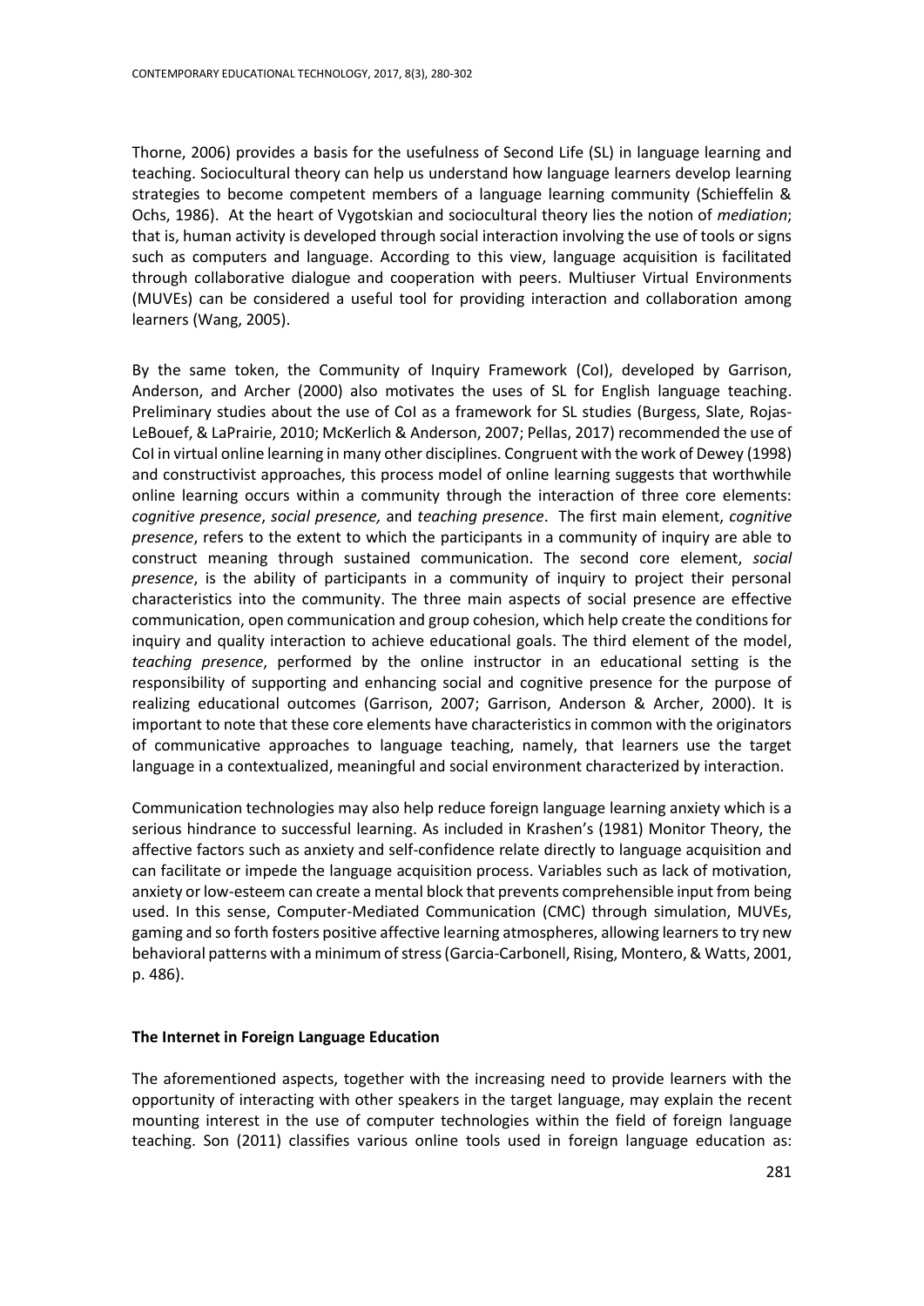Thorne, 2006) provides a basis for the usefulness of Second Life (SL) in language learning and teaching. Sociocultural theory can help us understand how language learners develop learning strategies to become competent members of a language learning community (Schieffelin & Ochs, 1986). At the heart of Vygotskian and sociocultural theory lies the notion of *mediation*; that is, human activity is developed through social interaction involving the use of tools or signs such as computers and language. According to this view, language acquisition is facilitated through collaborative dialogue and cooperation with peers. Multiuser Virtual Environments (MUVEs) can be considered a useful tool for providing interaction and collaboration among learners (Wang, 2005).

By the same token, the Community of Inquiry Framework (CoI), developed by Garrison, Anderson, and Archer (2000) also motivates the uses of SL for English language teaching. Preliminary studies about the use of CoI as a framework for SL studies (Burgess, Slate, Rojas-LeBouef, & LaPrairie, 2010; McKerlich & Anderson, 2007; Pellas, 2017) recommended the use of CoI in virtual online learning in many other disciplines. Congruent with the work of Dewey (1998) and constructivist approaches, this process model of online learning suggests that worthwhile online learning occurs within a community through the interaction of three core elements: *cognitive presence*, *social presence,* and *teaching presence*. The first main element, *cognitive presence*, refers to the extent to which the participants in a community of inquiry are able to construct meaning through sustained communication. The second core element, *social presence*, is the ability of participants in a community of inquiry to project their personal characteristics into the community. The three main aspects of social presence are effective communication, open communication and group cohesion, which help create the conditions for inquiry and quality interaction to achieve educational goals. The third element of the model, *teaching presence*, performed by the online instructor in an educational setting is the responsibility of supporting and enhancing social and cognitive presence for the purpose of realizing educational outcomes (Garrison, 2007; Garrison, Anderson & Archer, 2000). It is important to note that these core elements have characteristics in common with the originators of communicative approaches to language teaching, namely, that learners use the target language in a contextualized, meaningful and social environment characterized by interaction.

Communication technologies may also help reduce foreign language learning anxiety which is a serious hindrance to successful learning. As included in Krashen's (1981) Monitor Theory, the affective factors such as anxiety and self-confidence relate directly to language acquisition and can facilitate or impede the language acquisition process. Variables such as lack of motivation, anxiety or low-esteem can create a mental block that prevents comprehensible input from being used. In this sense, Computer-Mediated Communication (CMC) through simulation, MUVEs, gaming and so forth fosters positive affective learning atmospheres, allowing learners to try new behavioral patterns with a minimum of stress (Garcia-Carbonell, Rising, Montero, & Watts, 2001, p. 486).

## The Internet in Foreign Language Education

The aforementioned aspects, together with the increasing need to provide learners with the opportunity of interacting with other speakers in the target language, may explain the recent mounting interest in the use of computer technologies within the field of foreign language teaching. Son (2011) classifies various online tools used in foreign language education as: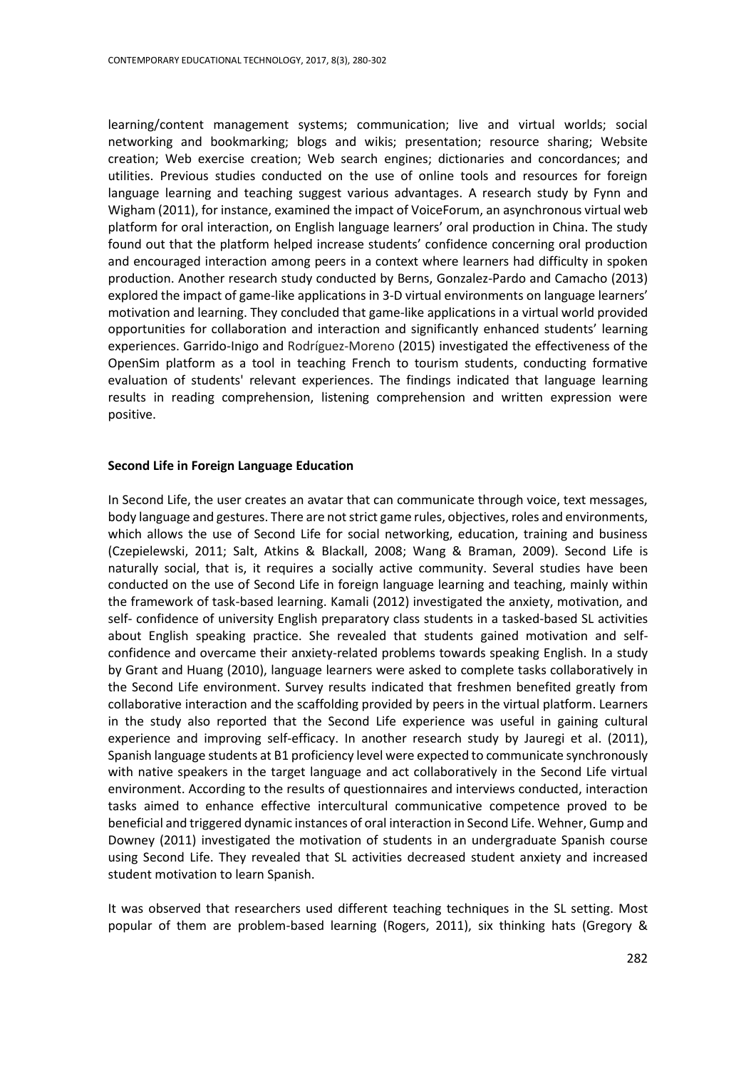learning/content management systems; communication; live and virtual worlds; social networking and bookmarking; blogs and wikis; presentation; resource sharing; Website creation; Web exercise creation; Web search engines; dictionaries and concordances; and utilities. Previous studies conducted on the use of online tools and resources for foreign language learning and teaching suggest various advantages. A research study by Fynn and Wigham (2011), for instance, examined the impact of VoiceForum, an asynchronous virtual web platform for oral interaction, on English language learners' oral production in China. The study found out that the platform helped increase students' confidence concerning oral production and encouraged interaction among peers in a context where learners had difficulty in spoken production. Another research study conducted by Berns, Gonzalez-Pardo and Camacho (2013) explored the impact of game-like applications in 3-D virtual environments on language learners' motivation and learning. They concluded that game-like applications in a virtual world provided opportunities for collaboration and interaction and significantly enhanced students' learning experiences. Garrido-Inigo and Rodríguez-Moreno (2015) investigated the effectiveness of the OpenSim platform as a tool in teaching French to tourism students, conducting formative evaluation of students' relevant experiences. The findings indicated that language learning results in reading comprehension, listening comprehension and written expression were positive.

**Second Life in Foreign Language Education**

In Second Life, the user creates an avatar that can communicate through voice, text messages, body language and gestures. There are not strict game rules, objectives, roles and environments, which allows the use of Second Life for social networking, education, training and business (Czepielewski, 2011; Salt, Atkins & Blackall, 2008; Wang & Braman, 2009). Second Life is naturally social, that is, it requires a socially active community. Several studies have been conducted on the use of Second Life in foreign language learning and teaching, mainly within the framework of task-based learning. Kamali (2012) investigated the anxiety, motivation, and self- confidence of university English preparatory class students in a tasked-based SL activities about English speaking practice. She revealed that students gained motivation and self-confidence and overcame their anxiety-related problems towards speaking English. In a study by Grant and Huang (2010), language learners were asked to complete tasks collaboratively in the Second Life environment. Survey results indicated that freshmen benefited greatly from collaborative interaction and the scaffolding provided by peers in the virtual platform. Learners in the study also reported that the Second Life experience was useful in gaining cultural experience and improving self-efficacy. In another research study by Jauregi et al. (2011), Spanish language students at B1 proficiency level were expected to communicate synchronously with native speakers in the target language and act collaboratively in the Second Life virtual environment. According to the results of questionnaires and interviews conducted, interaction tasks aimed to enhance effective intercultural communicative competence proved to be beneficial and triggered dynamic instances of oral interaction in Second Life. Wehner, Gump and Downey (2011) investigated the motivation of students in an undergraduate Spanish course using Second Life. They revealed that SL activities decreased student anxiety and increased student motivation to learn Spanish.

It was observed that researchers used different teaching techniques in the SL setting. Most popular of them are problem-based learning (Rogers, 2011), six thinking hats (Gregory &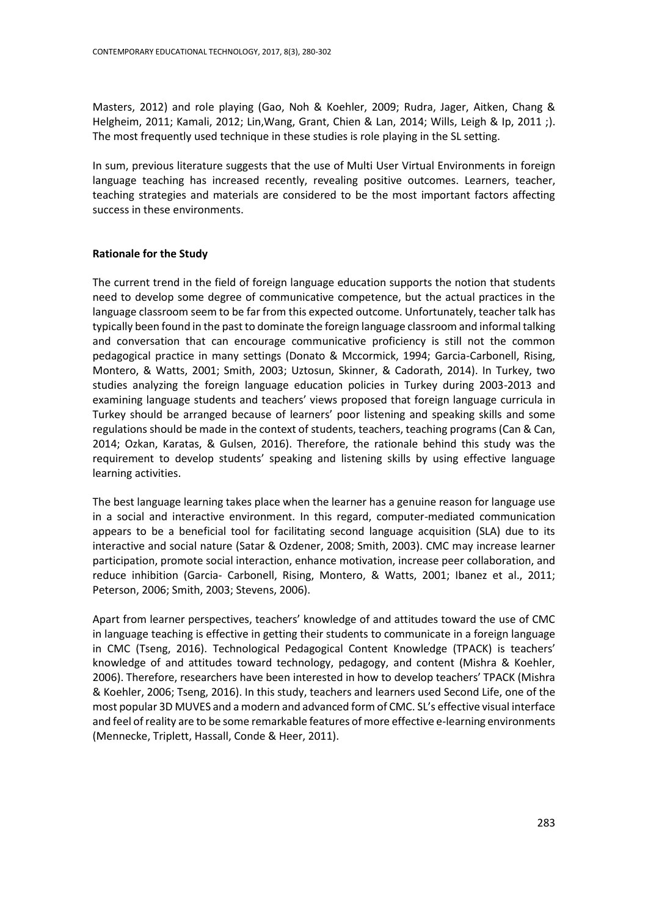Masters, 2012) and role playing (Gao, Noh & Koehler, 2009; Rudra, Jager, Aitken, Chang & Helgheim, 2011; Kamali, 2012; Lin,Wang, Grant, Chien & Lan, 2014; Wills, Leigh & Ip, 2011 ;). The most frequently used technique in these studies is role playing in the SL setting.

In sum, previous literature suggests that the use of Multi User Virtual Environments in foreign language teaching has increased recently, revealing positive outcomes. Learners, teacher, teaching strategies and materials are considered to be the most important factors affecting success in these environments.

**Rationale for the Study**

The current trend in the field of foreign language education supports the notion that students need to develop some degree of communicative competence, but the actual practices in the language classroom seem to be far from this expected outcome. Unfortunately, teacher talk has typically been found in the past to dominate the foreign language classroom and informal talking and conversation that can encourage communicative proficiency is still not the common pedagogical practice in many settings (Donato & Mccormick, 1994; Garcia-Carbonell, Rising, Montero, & Watts, 2001; Smith, 2003; Uztosun, Skinner, & Cadorath, 2014). In Turkey, two studies analyzing the foreign language education policies in Turkey during 2003-2013 and examining language students and teachers' views proposed that foreign language curricula in Turkey should be arranged because of learners' poor listening and speaking skills and some regulations should be made in the context of students, teachers, teaching programs (Can & Can, 2014; Ozkan, Karatas, & Gulsen, 2016). Therefore, the rationale behind this study was the requirement to develop students' speaking and listening skills by using effective language learning activities.

The best language learning takes place when the learner has a genuine reason for language use in a social and interactive environment. In this regard, computer-mediated communication appears to be a beneficial tool for facilitating second language acquisition (SLA) due to its interactive and social nature (Satar & Ozdener, 2008; Smith, 2003). CMC may increase learner participation, promote social interaction, enhance motivation, increase peer collaboration, and reduce inhibition (Garcia- Carbonell, Rising, Montero, & Watts, 2001; Ibanez et al., 2011; Peterson, 2006; Smith, 2003; Stevens, 2006).

Apart from learner perspectives, teachers' knowledge of and attitudes toward the use of CMC in language teaching is effective in getting their students to communicate in a foreign language in CMC (Tseng, 2016). Technological Pedagogical Content Knowledge (TPACK) is teachers' knowledge of and attitudes toward technology, pedagogy, and content (Mishra & Koehler, 2006). Therefore, researchers have been interested in how to develop teachers' TPACK (Mishra & Koehler, 2006; Tseng, 2016). In this study, teachers and learners used Second Life, one of the most popular 3D MUVES and a modern and advanced form of CMC. SL's effective visual interface and feel of reality are to be some remarkable features of more effective e-learning environments (Mennecke, Triplett, Hassall, Conde & Heer, 2011).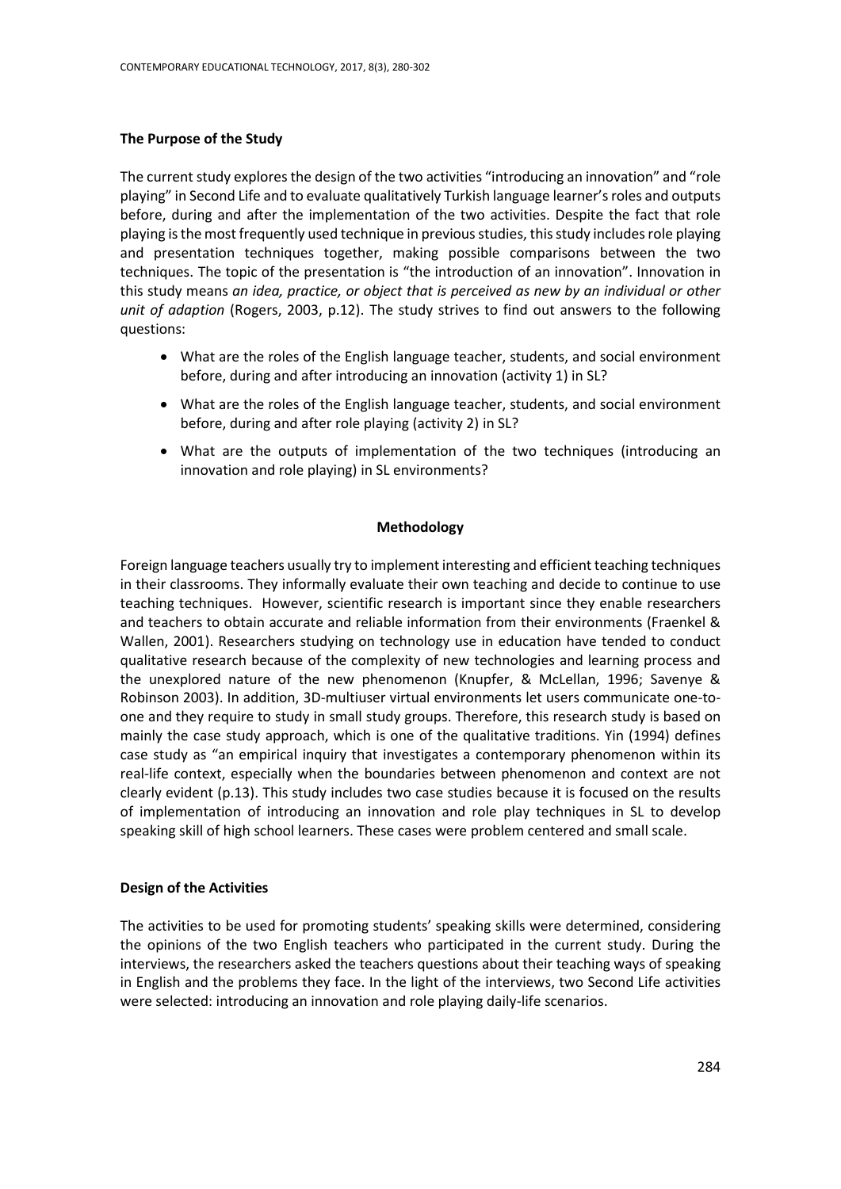### The Purpose of the Study

The current study explores the design of the two activities "introducing an innovation" and "role playing" in Second Life and to evaluate qualitatively Turkish language learner's roles and outputs before, during and after the implementation of the two activities. Despite the fact that role playing is the most frequently used technique in previous studies, this study includes role playing and presentation techniques together, making possible comparisons between the two techniques. The topic of the presentation is "the introduction of an innovation". Innovation in this study means *an idea, practice, or object that is perceived as new by an individual or other unit of adaption* (Rogers, 2003, p.12). The study strives to find out answers to the following questions:

- What are the roles of the English language teacher, students, and social environment before, during and after introducing an innovation (activity 1) in SL?
- What are the roles of the English language teacher, students, and social environment before, during and after role playing (activity 2) in SL?
- What are the outputs of implementation of the two techniques (introducing an innovation and role playing) in SL environments?

## Methodology

Foreign language teachers usually try to implement interesting and efficient teaching techniques in their classrooms. They informally evaluate their own teaching and decide to continue to use teaching techniques. However, scientific research is important since they enable researchers and teachers to obtain accurate and reliable information from their environments (Fraenkel & Wallen, 2001). Researchers studying on technology use in education have tended to conduct qualitative research because of the complexity of new technologies and learning process and the unexplored nature of the new phenomenon (Knupfer, & McLellan, 1996; Savenye & Robinson 2003). In addition, 3D-multiuser virtual environments let users communicate one-to-one and they require to study in small study groups. Therefore, this research study is based on mainly the case study approach, which is one of the qualitative traditions. Yin (1994) defines case study as "an empirical inquiry that investigates a contemporary phenomenon within its real-life context, especially when the boundaries between phenomenon and context are not clearly evident (p.13). This study includes two case studies because it is focused on the results of implementation of introducing an innovation and role play techniques in SL to develop speaking skill of high school learners. These cases were problem centered and small scale.

### Design of the Activities

The activities to be used for promoting students' speaking skills were determined, considering the opinions of the two English teachers who participated in the current study. During the interviews, the researchers asked the teachers questions about their teaching ways of speaking in English and the problems they face. In the light of the interviews, two Second Life activities were selected: introducing an innovation and role playing daily-life scenarios.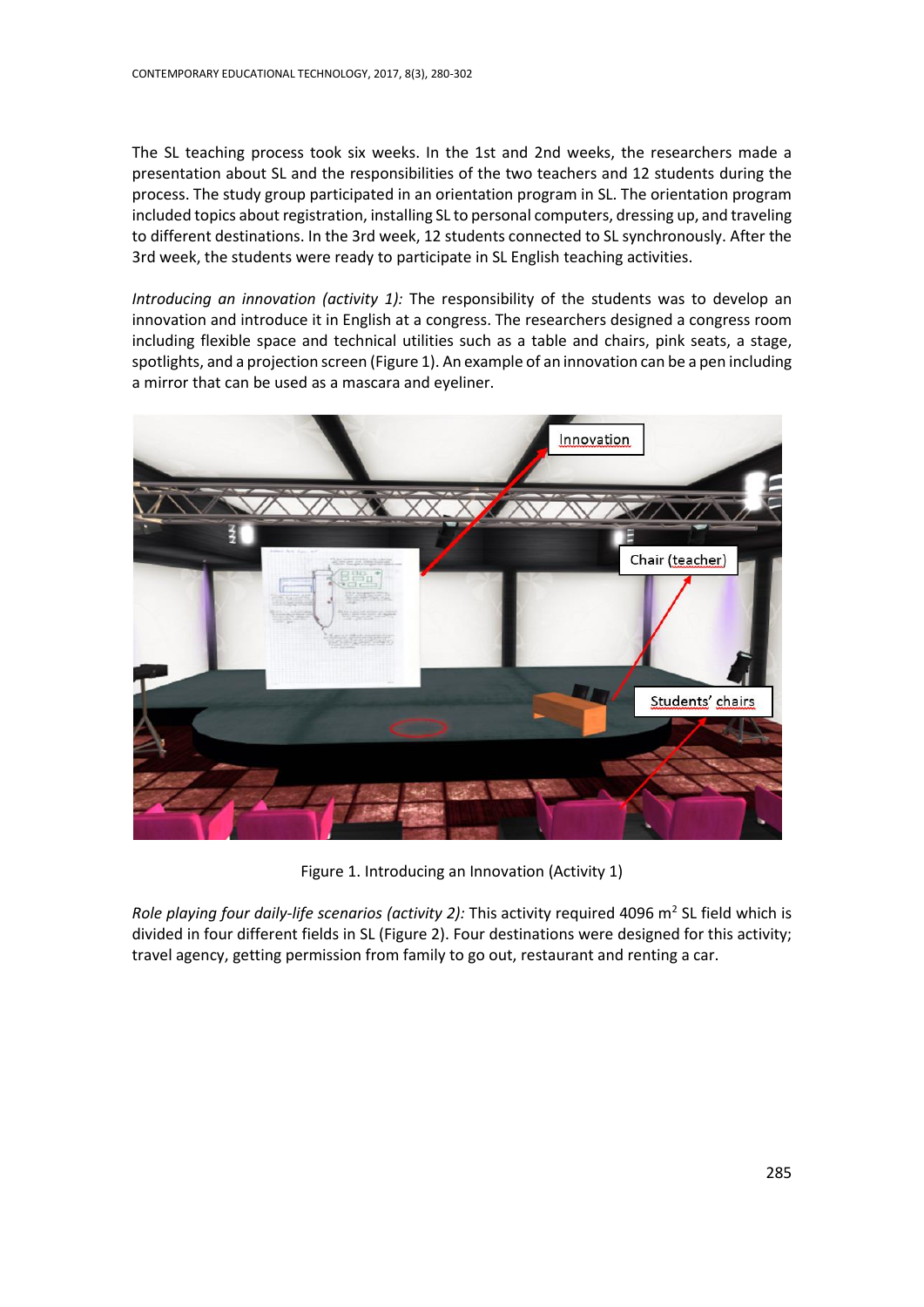The SL teaching process took six weeks. In the 1st and 2nd weeks, the researchers made a presentation about SL and the responsibilities of the two teachers and 12 students during the process. The study group participated in an orientation program in SL. The orientation program included topics about registration, installing SL to personal computers, dressing up, and traveling to different destinations. In the 3rd week, 12 students connected to SL synchronously. After the 3rd week, the students were ready to participate in SL English teaching activities.

*Introducing an innovation (activity 1):* The responsibility of the students was to develop an innovation and introduce it in English at a congress. The researchers designed a congress room including flexible space and technical utilities such as a table and chairs, pink seats, a stage, spotlights, and a projection screen (Figure 1). An example of an innovation can be a pen including a mirror that can be used as a mascara and eyeliner.

Figure 1. Introducing an Innovation (Activity 1)

*Role playing four daily-life scenarios (activity 2):* This activity required 4096 $m^2$ SL field which is divided in four different fields in SL (Figure 2). Four destinations were designed for this activity; travel agency, getting permission from family to go out, restaurant and renting a car.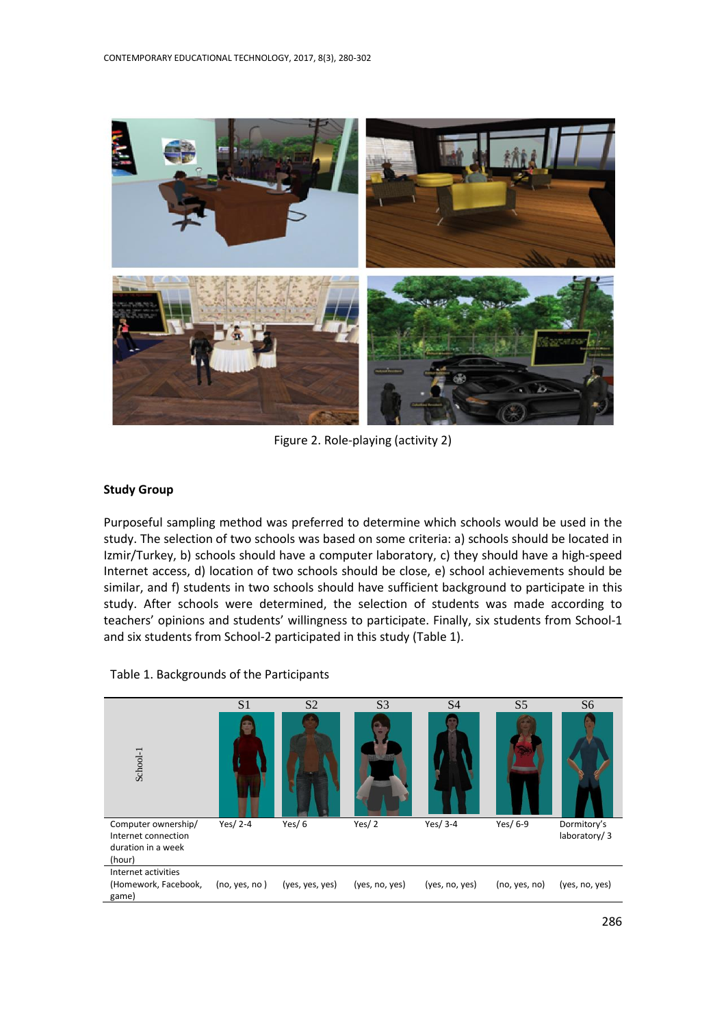Figure 2. Role-playing (activity 2)

### Study Group

Purposeful sampling method was preferred to determine which schools would be used in the study. The selection of two schools was based on some criteria: a) schools should be located in Izmir/Turkey, b) schools should have a computer laboratory, c) they should have a high-speed Internet access, d) location of two schools should be close, e) school achievements should be similar, and f) students in two schools should have sufficient background to participate in this study. After schools were determined, the selection of students was made according to teachers' opinions and students' willingness to participate. Finally, six students from School-1 and six students from School-2 participated in this study (Table 1).

Table 1. Backgrounds of the Participants

| School-1 | S1 | S2 | S3 | S4 | S5 | S6 |
|---|---|---|---|---|---|---|
| Computer ownership/ Internet connection duration in a week (hour) | Yes/ 2-4 | Yes/ 6 | Yes/ 2 | Yes/ 3-4 | Yes/ 6-9 | Dormitory's laboratory/ 3 |
| Internet activities (Homework, Facebook, game) | (no, yes, no ) | (yes, yes, yes) | (yes, no, yes) | (yes, no, yes) | (no, yes, no) | (yes, no, yes) |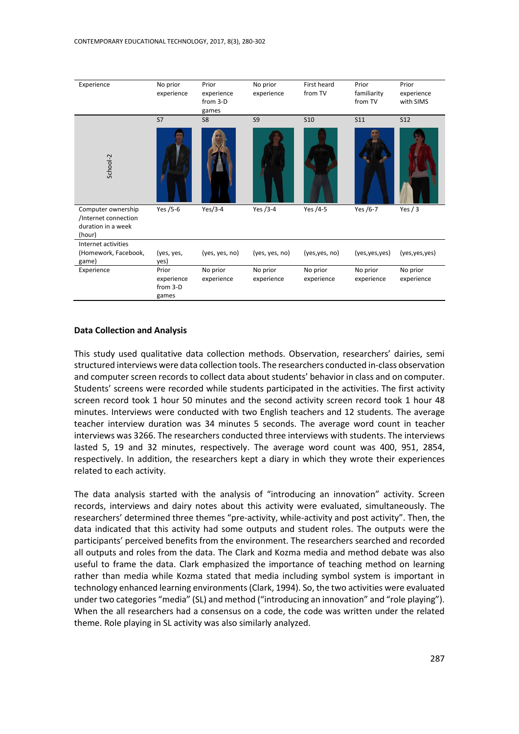| Experience | No prior experience | Prior experience from 3-D games | No prior experience | First heard from TV | Prior familiarity from TV | Prior experience with SIMS |
|---|---|---|---|---|---|---|
| School-2 | S7 | S8 | S9 | S10 | S11 | S12 |
| Computer ownership /Internet connection duration in a week (hour) | Yes /5-6 | Yes/3-4 | Yes /3-4 | Yes /4-5 | Yes /6-7 | Yes / 3 |
| Internet activities (Homework, Facebook, game) | (yes, yes, yes) | (yes, yes, no) | (yes, yes, no) | (yes,yes, no) | (yes,yes,yes) | (yes,yes,yes) |
| Experience | Prior experience from 3-D games | No prior experience | No prior experience | No prior experience | No prior experience | No prior experience |

**Data Collection and Analysis**

This study used qualitative data collection methods. Observation, researchers' dairies, semi structured interviews were data collection tools. The researchers conducted in-class observation and computer screen records to collect data about students' behavior in class and on computer. Students' screens were recorded while students participated in the activities. The first activity screen record took 1 hour 50 minutes and the second activity screen record took 1 hour 48 minutes. Interviews were conducted with two English teachers and 12 students. The average teacher interview duration was 34 minutes 5 seconds. The average word count in teacher interviews was 3266. The researchers conducted three interviews with students. The interviews lasted 5, 19 and 32 minutes, respectively. The average word count was 400, 951, 2854, respectively. In addition, the researchers kept a diary in which they wrote their experiences related to each activity.

The data analysis started with the analysis of "introducing an innovation" activity. Screen records, interviews and dairy notes about this activity were evaluated, simultaneously. The researchers' determined three themes "pre-activity, while-activity and post activity". Then, the data indicated that this activity had some outputs and student roles. The outputs were the participants' perceived benefits from the environment. The researchers searched and recorded all outputs and roles from the data. The Clark and Kozma media and method debate was also useful to frame the data. Clark emphasized the importance of teaching method on learning rather than media while Kozma stated that media including symbol system is important in technology enhanced learning environments (Clark, 1994). So, the two activities were evaluated under two categories "media" (SL) and method ("introducing an innovation" and "role playing"). When the all researchers had a consensus on a code, the code was written under the related theme. Role playing in SL activity was also similarly analyzed.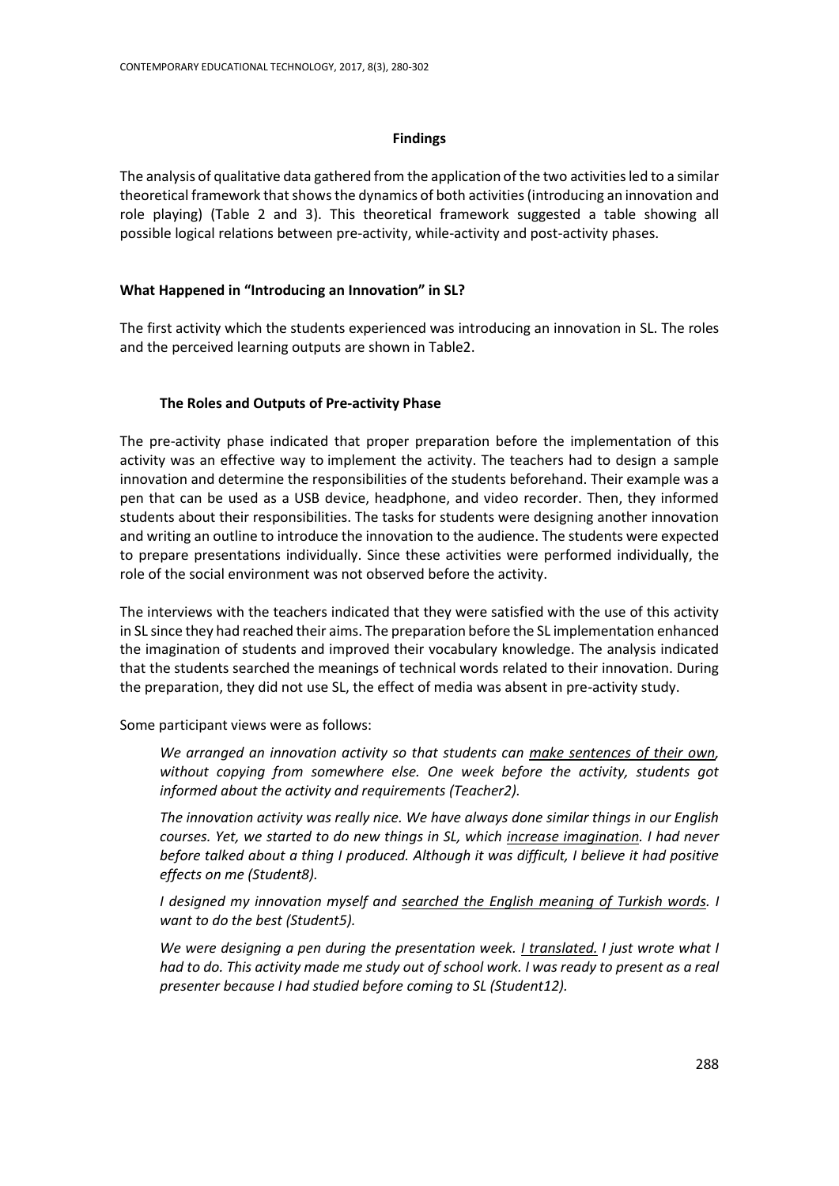## Findings

The analysis of qualitative data gathered from the application of the two activities led to a similar theoretical framework that shows the dynamics of both activities (introducing an innovation and role playing) (Table 2 and 3). This theoretical framework suggested a table showing all possible logical relations between pre-activity, while-activity and post-activity phases.

### What Happened in "Introducing an Innovation" in SL?

The first activity which the students experienced was introducing an innovation in SL. The roles and the perceived learning outputs are shown in Table2.

#### The Roles and Outputs of Pre-activity Phase

The pre-activity phase indicated that proper preparation before the implementation of this activity was an effective way to implement the activity. The teachers had to design a sample innovation and determine the responsibilities of the students beforehand. Their example was a pen that can be used as a USB device, headphone, and video recorder. Then, they informed students about their responsibilities. The tasks for students were designing another innovation and writing an outline to introduce the innovation to the audience. The students were expected to prepare presentations individually. Since these activities were performed individually, the role of the social environment was not observed before the activity.

The interviews with the teachers indicated that they were satisfied with the use of this activity in SL since they had reached their aims. The preparation before the SL implementation enhanced the imagination of students and improved their vocabulary knowledge. The analysis indicated that the students searched the meanings of technical words related to their innovation. During the preparation, they did not use SL, the effect of media was absent in pre-activity study.

Some participant views were as follows:

> *We arranged an innovation activity so that students can <u>make sentences of their own</u>, without copying from somewhere else. One week before the activity, students got informed about the activity and requirements (Teacher2).*
>
> *The innovation activity was really nice. We have always done similar things in our English courses. Yet, we started to do new things in SL, which <u>increase imagination</u>. I had never before talked about a thing I produced. Although it was difficult, I believe it had positive effects on me (Student8).*
>
> *I designed my innovation myself and <u>searched the English meaning of Turkish words</u>. I want to do the best (Student5).*
>
> *We were designing a pen during the presentation week. <u>I translated.</u> I just wrote what I had to do. This activity made me study out of school work. I was ready to present as a real presenter because I had studied before coming to SL (Student12).*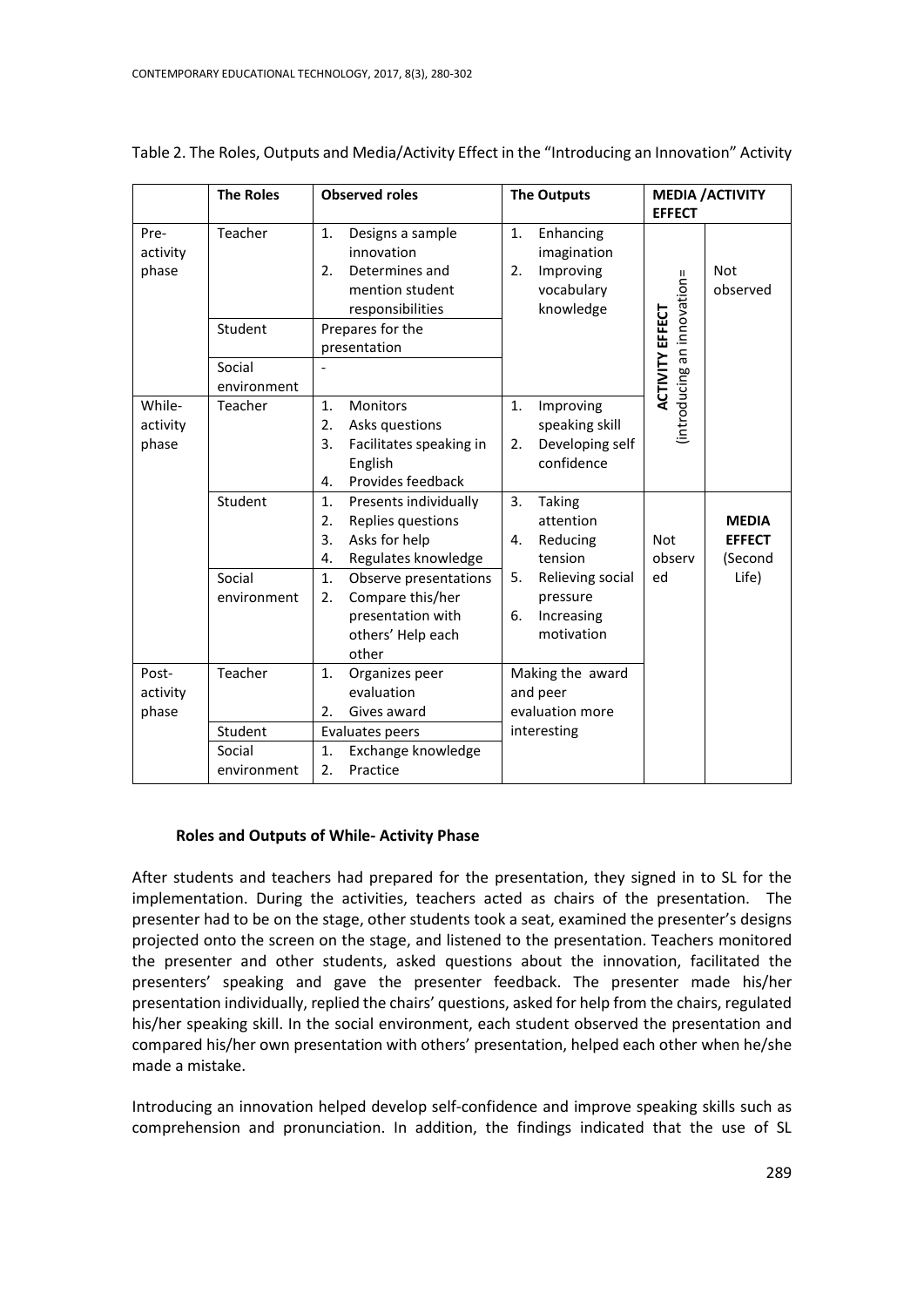Table 2. The Roles, Outputs and Media/Activity Effect in the "Introducing an Innovation" Activity

| | The Roles | Observed roles | The Outputs | MEDIA /ACTIVITY EFFECT | |
|---|---|---|---|---|---|
| Pre-activity phase | Teacher | 1. Designs a sample innovation<br>2. Determines and mention student responsibilities | 1. Enhancing imagination<br>2. Improving vocabulary knowledge | ACTIVITY EFFECT (introducing an innovation= | Not observed |
| | Student | Prepares for the presentation | | | |
| | Social environment | - | | | |
| While-activity phase | Teacher | 1. Monitors<br>2. Asks questions<br>3. Facilitates speaking in English<br>4. Provides feedback | 1. Improving speaking skill<br>2. Developing self confidence | | |
| | Student | 1. Presents individually<br>2. Replies questions<br>3. Asks for help<br>4. Regulates knowledge | 3. Taking attention<br>4. Reducing tension<br>5. Relieving social pressure<br>6. Increasing motivation | Not observed | **MEDIA EFFECT** (Second Life) |
| | Social environment | 1. Observe presentations<br>2. Compare this/her presentation with others' Help each other | | | |
| Post-activity phase | Teacher | 1. Organizes peer evaluation<br>2. Gives award | Making the award and peer evaluation more interesting | | |
| | Student | Evaluates peers | | | |
| | Social environment | 1. Exchange knowledge<br>2. Practice | | | |

### Roles and Outputs of While- Activity Phase

After students and teachers had prepared for the presentation, they signed in to SL for the implementation. During the activities, teachers acted as chairs of the presentation. The presenter had to be on the stage, other students took a seat, examined the presenter's designs projected onto the screen on the stage, and listened to the presentation. Teachers monitored the presenter and other students, asked questions about the innovation, facilitated the presenters' speaking and gave the presenter feedback. The presenter made his/her presentation individually, replied the chairs' questions, asked for help from the chairs, regulated his/her speaking skill. In the social environment, each student observed the presentation and compared his/her own presentation with others' presentation, helped each other when he/she made a mistake.

Introducing an innovation helped develop self-confidence and improve speaking skills such as comprehension and pronunciation. In addition, the findings indicated that the use of SL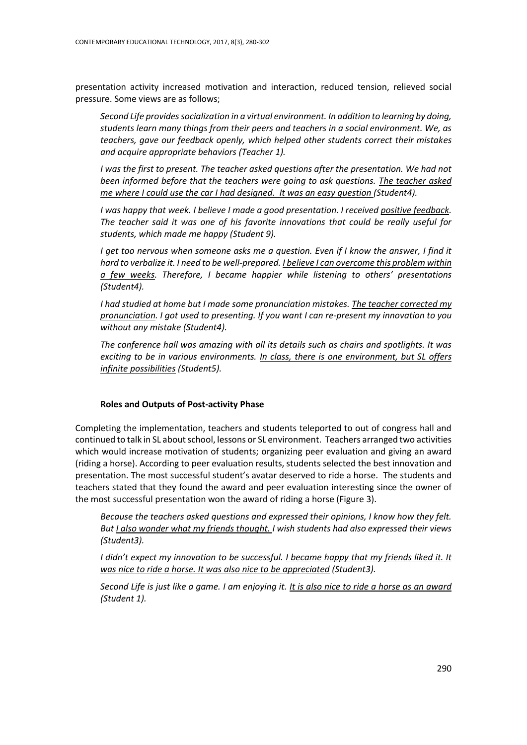presentation activity increased motivation and interaction, reduced tension, relieved social pressure. Some views are as follows;

> *Second Life provides socialization in a virtual environment. In addition to learning by doing, students learn many things from their peers and teachers in a social environment. We, as teachers, gave our feedback openly, which helped other students correct their mistakes and acquire appropriate behaviors (Teacher 1).*

> *I was the first to present. The teacher asked questions after the presentation. We had not been informed before that the teachers were going to ask questions. The teacher asked me where I could use the car I had designed. It was an easy question (Student4).*

> *I was happy that week. I believe I made a good presentation. I received positive feedback. The teacher said it was one of his favorite innovations that could be really useful for students, which made me happy (Student 9).*

> *I get too nervous when someone asks me a question. Even if I know the answer, I find it hard to verbalize it. I need to be well-prepared. I believe I can overcome this problem within a few weeks. Therefore, I became happier while listening to others' presentations (Student4).*

> *I had studied at home but I made some pronunciation mistakes. The teacher corrected my pronunciation. I got used to presenting. If you want I can re-present my innovation to you without any mistake (Student4).*

> *The conference hall was amazing with all its details such as chairs and spotlights. It was exciting to be in various environments. In class, there is one environment, but SL offers infinite possibilities (Student5).*

### Roles and Outputs of Post-activity Phase

Completing the implementation, teachers and students teleported to out of congress hall and continued to talk in SL about school, lessons or SL environment. Teachers arranged two activities which would increase motivation of students; organizing peer evaluation and giving an award (riding a horse). According to peer evaluation results, students selected the best innovation and presentation. The most successful student's avatar deserved to ride a horse. The students and teachers stated that they found the award and peer evaluation interesting since the owner of the most successful presentation won the award of riding a horse (Figure 3).

> *Because the teachers asked questions and expressed their opinions, I know how they felt. But I also wonder what my friends thought. I wish students had also expressed their views (Student3).*

> *I didn't expect my innovation to be successful. I became happy that my friends liked it. It was nice to ride a horse. It was also nice to be appreciated (Student3).*

> *Second Life is just like a game. I am enjoying it. It is also nice to ride a horse as an award (Student 1).*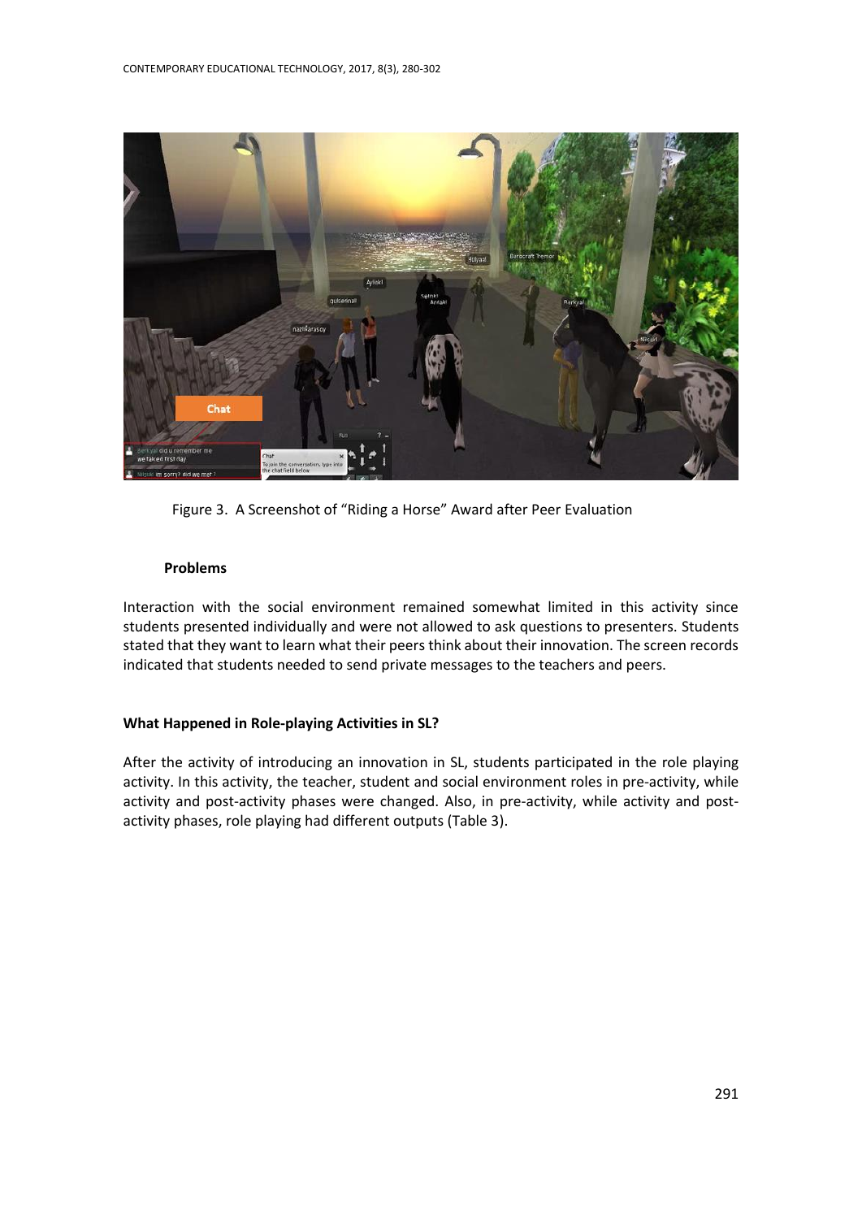Figure 3. A Screenshot of "Riding a Horse" Award after Peer Evaluation

### Problems

Interaction with the social environment remained somewhat limited in this activity since students presented individually and were not allowed to ask questions to presenters. Students stated that they want to learn what their peers think about their innovation. The screen records indicated that students needed to send private messages to the teachers and peers.

### What Happened in Role-playing Activities in SL?

After the activity of introducing an innovation in SL, students participated in the role playing activity. In this activity, the teacher, student and social environment roles in pre-activity, while activity and post-activity phases were changed. Also, in pre-activity, while activity and post-activity phases, role playing had different outputs (Table 3).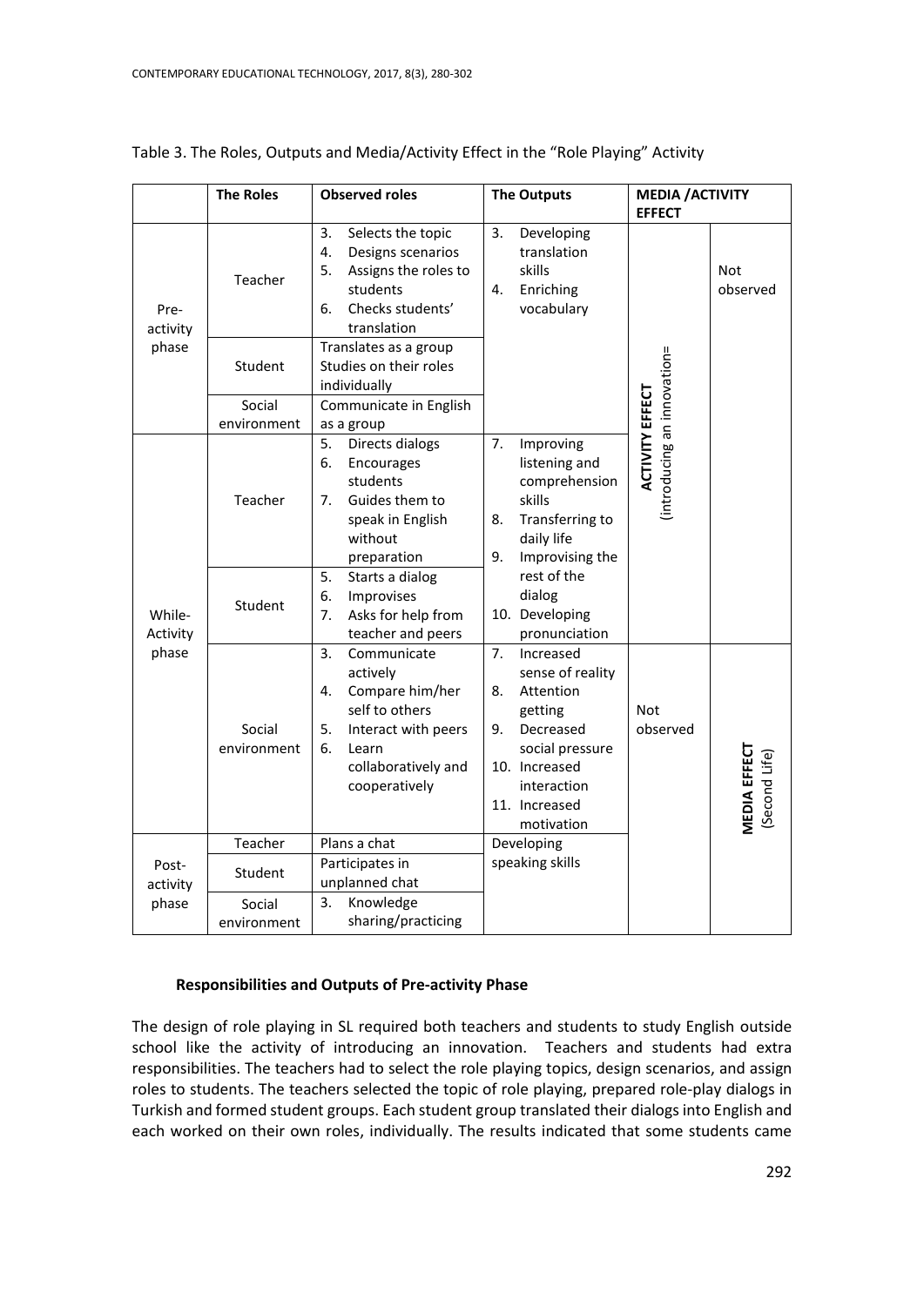Table 3. The Roles, Outputs and Media/Activity Effect in the "Role Playing" Activity

| | The Roles | Observed roles | The Outputs | MEDIA /ACTIVITY EFFECT | |
|---|---|---|---|---|---|
| Pre-activity phase | Teacher | 3. Selects the topic<br>4. Designs scenarios<br>5. Assigns the roles to students<br>6. Checks students' translation | 3. Developing translation skills<br>4. Enriching vocabulary | ACTIVITY EFFECT (introducing an innovation= | Not observed |
| | Student | Translates as a group<br>Studies on their roles individually | | | |
| | Social environment | Communicate in English as a group | | | |
| While-Activity phase | Teacher | 5. Directs dialogs<br>6. Encourages students<br>7. Guides them to speak in English without preparation | 7. Improving listening and comprehension skills<br>8. Transferring to daily life<br>9. Improvising the rest of the dialog<br>10. Developing pronunciation | | |
| | Student | 5. Starts a dialog<br>6. Improvises<br>7. Asks for help from teacher and peers | | | |
| | Social environment | 3. Communicate actively<br>4. Compare him/her self to others<br>5. Interact with peers<br>6. Learn collaboratively and cooperatively | 7. Increased sense of reality<br>8. Attention getting<br>9. Decreased social pressure<br>10. Increased interaction<br>11. Increased motivation | Not observed | MEDIA EFFECT (Second Life) |
| Post-activity phase | Teacher | Plans a chat | Developing speaking skills | | |
| | Student | Participates in unplanned chat | | | |
| | Social environment | 3. Knowledge sharing/practicing | | | |

**Responsibilities and Outputs of Pre-activity Phase**

The design of role playing in SL required both teachers and students to study English outside school like the activity of introducing an innovation. Teachers and students had extra responsibilities. The teachers had to select the role playing topics, design scenarios, and assign roles to students. The teachers selected the topic of role playing, prepared role-play dialogs in Turkish and formed student groups. Each student group translated their dialogs into English and each worked on their own roles, individually. The results indicated that some students came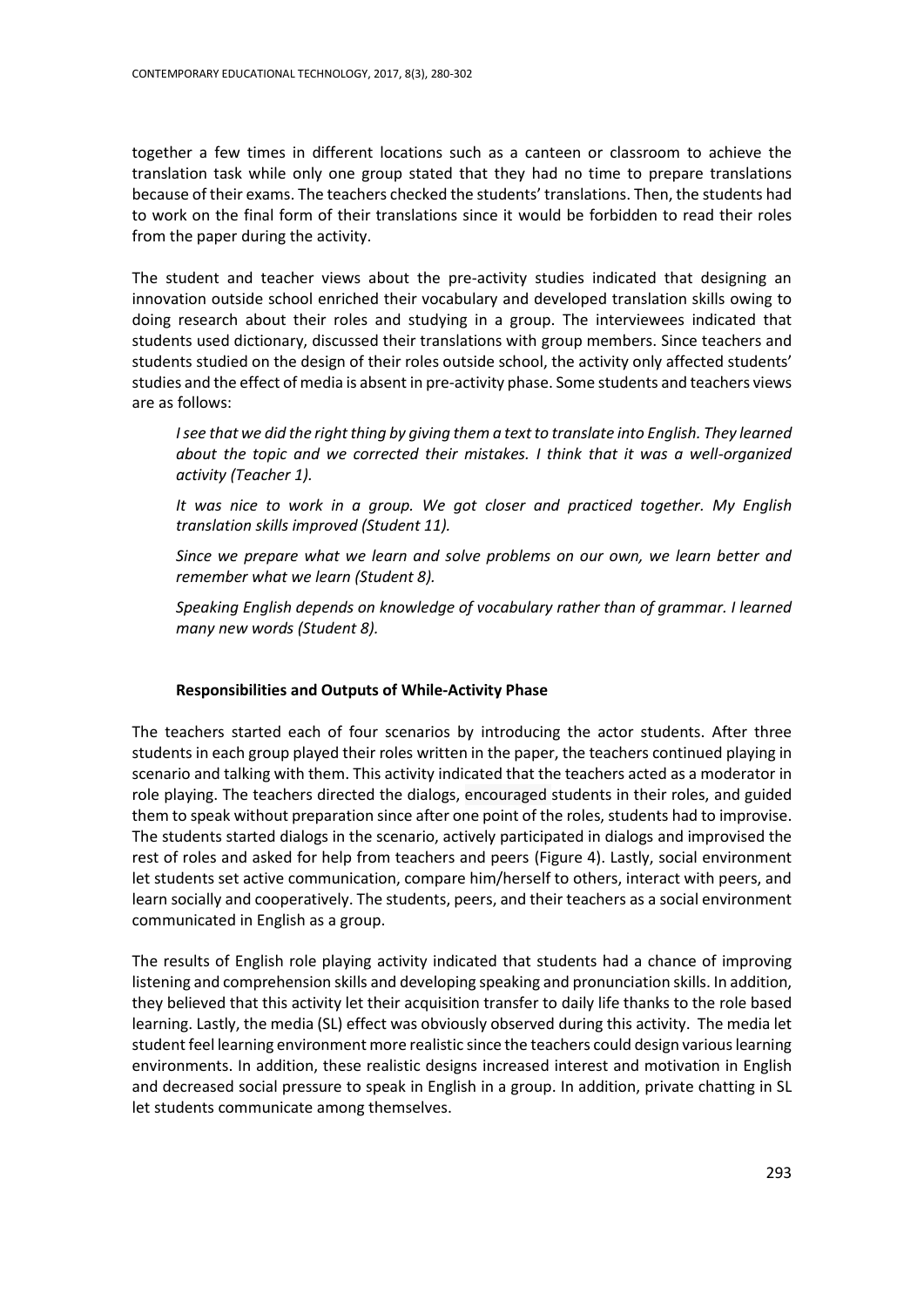together a few times in different locations such as a canteen or classroom to achieve the translation task while only one group stated that they had no time to prepare translations because of their exams. The teachers checked the students' translations. Then, the students had to work on the final form of their translations since it would be forbidden to read their roles from the paper during the activity.

The student and teacher views about the pre-activity studies indicated that designing an innovation outside school enriched their vocabulary and developed translation skills owing to doing research about their roles and studying in a group. The interviewees indicated that students used dictionary, discussed their translations with group members. Since teachers and students studied on the design of their roles outside school, the activity only affected students' studies and the effect of media is absent in pre-activity phase. Some students and teachers views are as follows:

> *I see that we did the right thing by giving them a text to translate into English. They learned about the topic and we corrected their mistakes. I think that it was a well-organized activity (Teacher 1).*
>
> *It was nice to work in a group. We got closer and practiced together. My English translation skills improved (Student 11).*
>
> *Since we prepare what we learn and solve problems on our own, we learn better and remember what we learn (Student 8).*
>
> *Speaking English depends on knowledge of vocabulary rather than of grammar. I learned many new words (Student 8).*

### Responsibilities and Outputs of While-Activity Phase

The teachers started each of four scenarios by introducing the actor students. After three students in each group played their roles written in the paper, the teachers continued playing in scenario and talking with them. This activity indicated that the teachers acted as a moderator in role playing. The teachers directed the dialogs, encouraged students in their roles, and guided them to speak without preparation since after one point of the roles, students had to improvise. The students started dialogs in the scenario, actively participated in dialogs and improvised the rest of roles and asked for help from teachers and peers (Figure 4). Lastly, social environment let students set active communication, compare him/herself to others, interact with peers, and learn socially and cooperatively. The students, peers, and their teachers as a social environment communicated in English as a group.

The results of English role playing activity indicated that students had a chance of improving listening and comprehension skills and developing speaking and pronunciation skills. In addition, they believed that this activity let their acquisition transfer to daily life thanks to the role based learning. Lastly, the media (SL) effect was obviously observed during this activity. The media let student feel learning environment more realistic since the teachers could design various learning environments. In addition, these realistic designs increased interest and motivation in English and decreased social pressure to speak in English in a group. In addition, private chatting in SL let students communicate among themselves.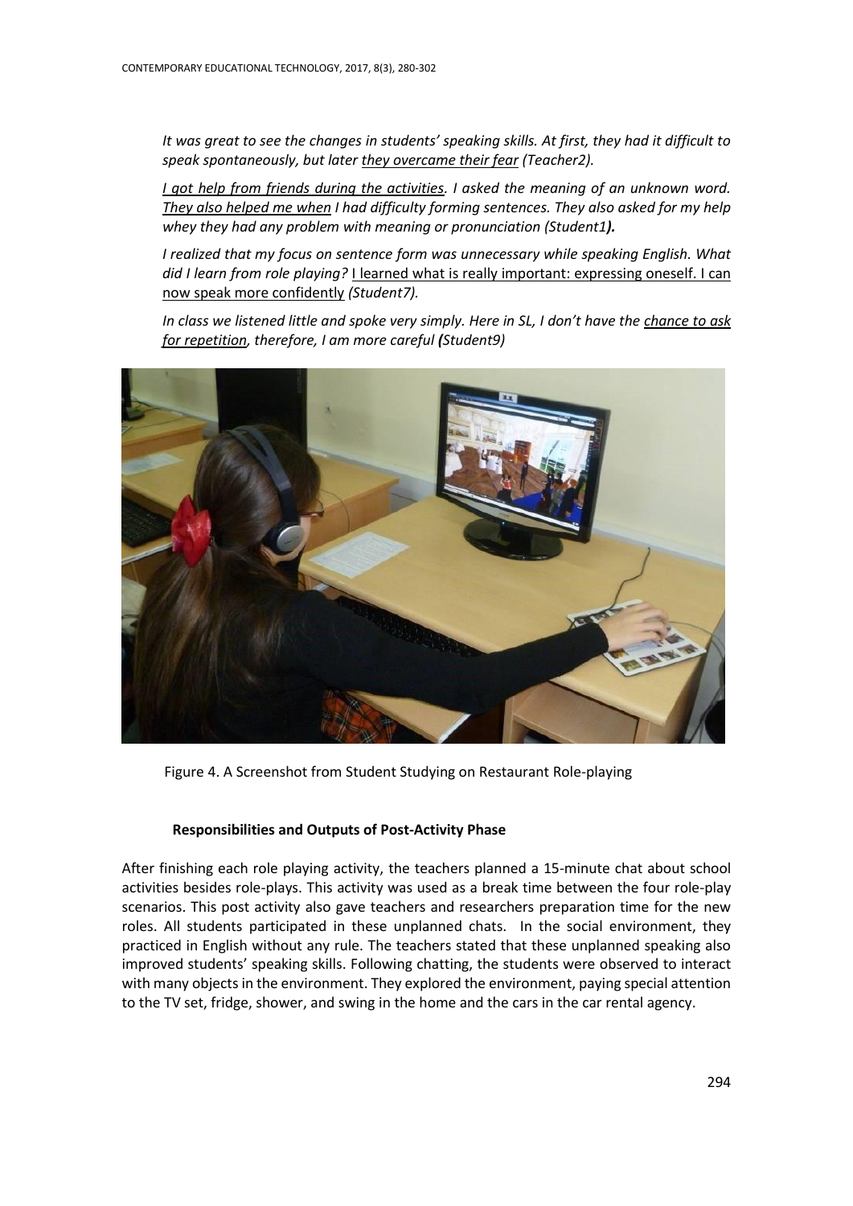*It was great to see the changes in students' speaking skills. At first, they had it difficult to speak spontaneously, but later <u>they overcame their fear</u> (Teacher2).*

*<u>I got help from friends during the activities</u>. I asked the meaning of an unknown word. <u>They also helped me when</u> I had difficulty forming sentences. They also asked for my help whey they had any problem with meaning or pronunciation (Student1**).***

*I realized that my focus on sentence form was unnecessary while speaking English. What did I learn from role playing?* <u>I learned what is really important: expressing oneself. I can now speak more confidently</u> *(Student7).*

*In class we listened little and spoke very simply. Here in SL, I don't have the <u>chance to ask for repetition</u>, therefore, I am more careful **(**Student9)*

Figure 4. A Screenshot from Student Studying on Restaurant Role-playing

### Responsibilities and Outputs of Post-Activity Phase

After finishing each role playing activity, the teachers planned a 15-minute chat about school activities besides role-plays. This activity was used as a break time between the four role-play scenarios. This post activity also gave teachers and researchers preparation time for the new roles. All students participated in these unplanned chats. In the social environment, they practiced in English without any rule. The teachers stated that these unplanned speaking also improved students' speaking skills. Following chatting, the students were observed to interact with many objects in the environment. They explored the environment, paying special attention to the TV set, fridge, shower, and swing in the home and the cars in the car rental agency.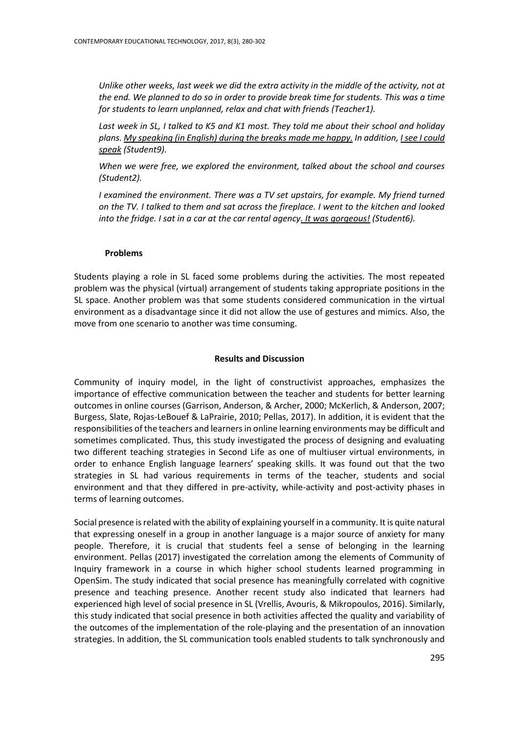*Unlike other weeks, last week we did the extra activity in the middle of the activity, not at the end. We planned to do so in order to provide break time for students. This was a time for students to learn unplanned, relax and chat with friends (Teacher1).*

*Last week in SL, I talked to K5 and K1 most. They told me about their school and holiday plans. <u>My speaking (in English) during the breaks made me happy.</u> In addition, <u>I see I could speak</u> (Student9).*

*When we were free, we explored the environment, talked about the school and courses (Student2).*

*I examined the environment. There was a TV set upstairs, for example. My friend turned on the TV. I talked to them and sat across the fireplace. I went to the kitchen and looked into the fridge. I sat in a car at the car rental agency<u>. It was gorgeous!</u> (Student6).*

#### Problems

Students playing a role in SL faced some problems during the activities. The most repeated problem was the physical (virtual) arrangement of students taking appropriate positions in the SL space. Another problem was that some students considered communication in the virtual environment as a disadvantage since it did not allow the use of gestures and mimics. Also, the move from one scenario to another was time consuming.

## Results and Discussion

Community of inquiry model, in the light of constructivist approaches, emphasizes the importance of effective communication between the teacher and students for better learning outcomes in online courses (Garrison, Anderson, & Archer, 2000; McKerlich, & Anderson, 2007; Burgess, Slate, Rojas-LeBouef & LaPrairie, 2010; Pellas, 2017). In addition, it is evident that the responsibilities of the teachers and learners in online learning environments may be difficult and sometimes complicated. Thus, this study investigated the process of designing and evaluating two different teaching strategies in Second Life as one of multiuser virtual environments, in order to enhance English language learners' speaking skills. It was found out that the two strategies in SL had various requirements in terms of the teacher, students and social environment and that they differed in pre-activity, while-activity and post-activity phases in terms of learning outcomes.

Social presence is related with the ability of explaining yourself in a community. It is quite natural that expressing oneself in a group in another language is a major source of anxiety for many people. Therefore, it is crucial that students feel a sense of belonging in the learning environment. Pellas (2017) investigated the correlation among the elements of Community of Inquiry framework in a course in which higher school students learned programming in OpenSim. The study indicated that social presence has meaningfully correlated with cognitive presence and teaching presence. Another recent study also indicated that learners had experienced high level of social presence in SL (Vrellis, Avouris, & Mikropoulos, 2016). Similarly, this study indicated that social presence in both activities affected the quality and variability of the outcomes of the implementation of the role-playing and the presentation of an innovation strategies. In addition, the SL communication tools enabled students to talk synchronously and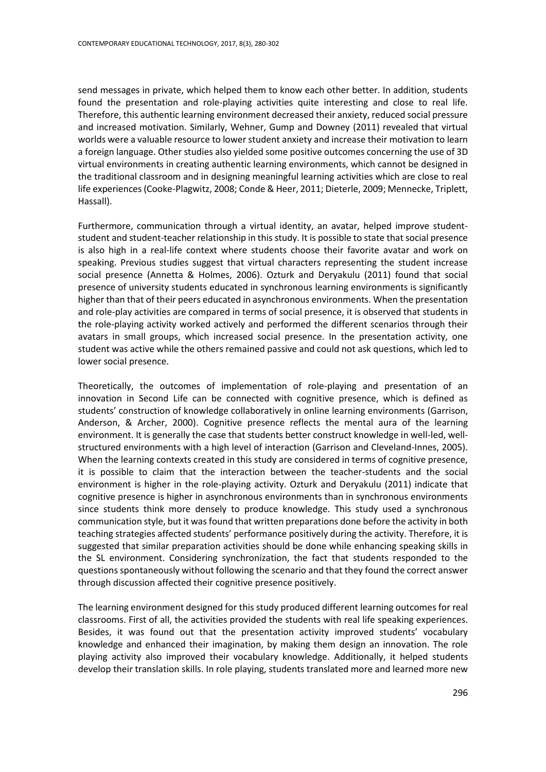send messages in private, which helped them to know each other better. In addition, students found the presentation and role-playing activities quite interesting and close to real life. Therefore, this authentic learning environment decreased their anxiety, reduced social pressure and increased motivation. Similarly, Wehner, Gump and Downey (2011) revealed that virtual worlds were a valuable resource to lower student anxiety and increase their motivation to learn a foreign language. Other studies also yielded some positive outcomes concerning the use of 3D virtual environments in creating authentic learning environments, which cannot be designed in the traditional classroom and in designing meaningful learning activities which are close to real life experiences (Cooke-Plagwitz, 2008; Conde & Heer, 2011; Dieterle, 2009; Mennecke, Triplett, Hassall).

Furthermore, communication through a virtual identity, an avatar, helped improve student-student and student-teacher relationship in this study. It is possible to state that social presence is also high in a real-life context where students choose their favorite avatar and work on speaking. Previous studies suggest that virtual characters representing the student increase social presence (Annetta & Holmes, 2006). Ozturk and Deryakulu (2011) found that social presence of university students educated in synchronous learning environments is significantly higher than that of their peers educated in asynchronous environments. When the presentation and role-play activities are compared in terms of social presence, it is observed that students in the role-playing activity worked actively and performed the different scenarios through their avatars in small groups, which increased social presence. In the presentation activity, one student was active while the others remained passive and could not ask questions, which led to lower social presence.

Theoretically, the outcomes of implementation of role-playing and presentation of an innovation in Second Life can be connected with cognitive presence, which is defined as students' construction of knowledge collaboratively in online learning environments (Garrison, Anderson, & Archer, 2000). Cognitive presence reflects the mental aura of the learning environment. It is generally the case that students better construct knowledge in well-led, well-structured environments with a high level of interaction (Garrison and Cleveland-Innes, 2005). When the learning contexts created in this study are considered in terms of cognitive presence, it is possible to claim that the interaction between the teacher-students and the social environment is higher in the role-playing activity. Ozturk and Deryakulu (2011) indicate that cognitive presence is higher in asynchronous environments than in synchronous environments since students think more densely to produce knowledge. This study used a synchronous communication style, but it was found that written preparations done before the activity in both teaching strategies affected students' performance positively during the activity. Therefore, it is suggested that similar preparation activities should be done while enhancing speaking skills in the SL environment. Considering synchronization, the fact that students responded to the questions spontaneously without following the scenario and that they found the correct answer through discussion affected their cognitive presence positively.

The learning environment designed for this study produced different learning outcomes for real classrooms. First of all, the activities provided the students with real life speaking experiences. Besides, it was found out that the presentation activity improved students' vocabulary knowledge and enhanced their imagination, by making them design an innovation. The role playing activity also improved their vocabulary knowledge. Additionally, it helped students develop their translation skills. In role playing, students translated more and learned more new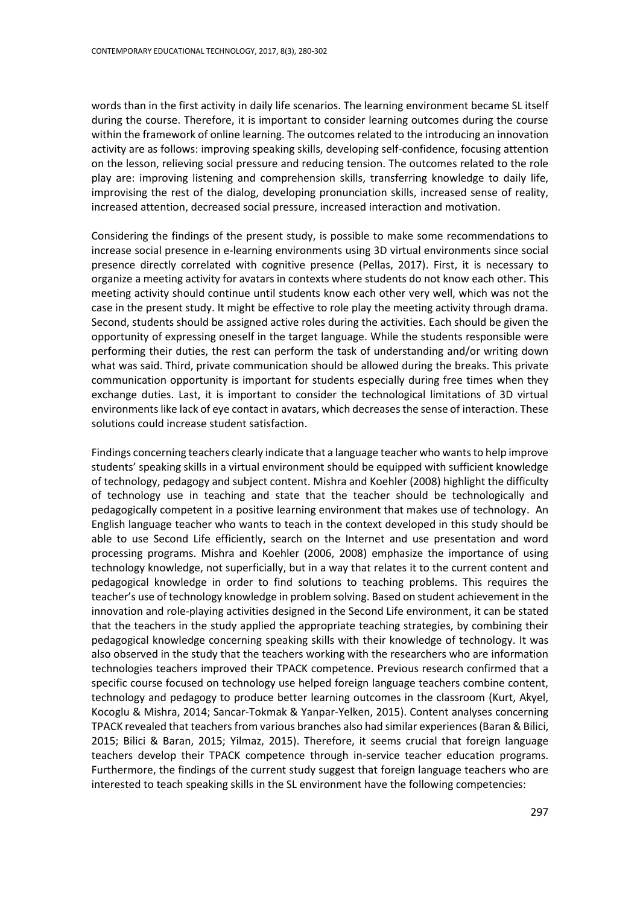words than in the first activity in daily life scenarios. The learning environment became SL itself during the course. Therefore, it is important to consider learning outcomes during the course within the framework of online learning. The outcomes related to the introducing an innovation activity are as follows: improving speaking skills, developing self-confidence, focusing attention on the lesson, relieving social pressure and reducing tension. The outcomes related to the role play are: improving listening and comprehension skills, transferring knowledge to daily life, improvising the rest of the dialog, developing pronunciation skills, increased sense of reality, increased attention, decreased social pressure, increased interaction and motivation.

Considering the findings of the present study, is possible to make some recommendations to increase social presence in e-learning environments using 3D virtual environments since social presence directly correlated with cognitive presence (Pellas, 2017). First, it is necessary to organize a meeting activity for avatars in contexts where students do not know each other. This meeting activity should continue until students know each other very well, which was not the case in the present study. It might be effective to role play the meeting activity through drama. Second, students should be assigned active roles during the activities. Each should be given the opportunity of expressing oneself in the target language. While the students responsible were performing their duties, the rest can perform the task of understanding and/or writing down what was said. Third, private communication should be allowed during the breaks. This private communication opportunity is important for students especially during free times when they exchange duties. Last, it is important to consider the technological limitations of 3D virtual environments like lack of eye contact in avatars, which decreases the sense of interaction. These solutions could increase student satisfaction.

Findings concerning teachers clearly indicate that a language teacher who wants to help improve students' speaking skills in a virtual environment should be equipped with sufficient knowledge of technology, pedagogy and subject content. Mishra and Koehler (2008) highlight the difficulty of technology use in teaching and state that the teacher should be technologically and pedagogically competent in a positive learning environment that makes use of technology. An English language teacher who wants to teach in the context developed in this study should be able to use Second Life efficiently, search on the Internet and use presentation and word processing programs. Mishra and Koehler (2006, 2008) emphasize the importance of using technology knowledge, not superficially, but in a way that relates it to the current content and pedagogical knowledge in order to find solutions to teaching problems. This requires the teacher's use of technology knowledge in problem solving. Based on student achievement in the innovation and role-playing activities designed in the Second Life environment, it can be stated that the teachers in the study applied the appropriate teaching strategies, by combining their pedagogical knowledge concerning speaking skills with their knowledge of technology. It was also observed in the study that the teachers working with the researchers who are information technologies teachers improved their TPACK competence. Previous research confirmed that a specific course focused on technology use helped foreign language teachers combine content, technology and pedagogy to produce better learning outcomes in the classroom (Kurt, Akyel, Kocoglu & Mishra, 2014; Sancar-Tokmak & Yanpar-Yelken, 2015). Content analyses concerning TPACK revealed that teachers from various branches also had similar experiences (Baran & Bilici, 2015; Bilici & Baran, 2015; Yilmaz, 2015). Therefore, it seems crucial that foreign language teachers develop their TPACK competence through in-service teacher education programs. Furthermore, the findings of the current study suggest that foreign language teachers who are interested to teach speaking skills in the SL environment have the following competencies: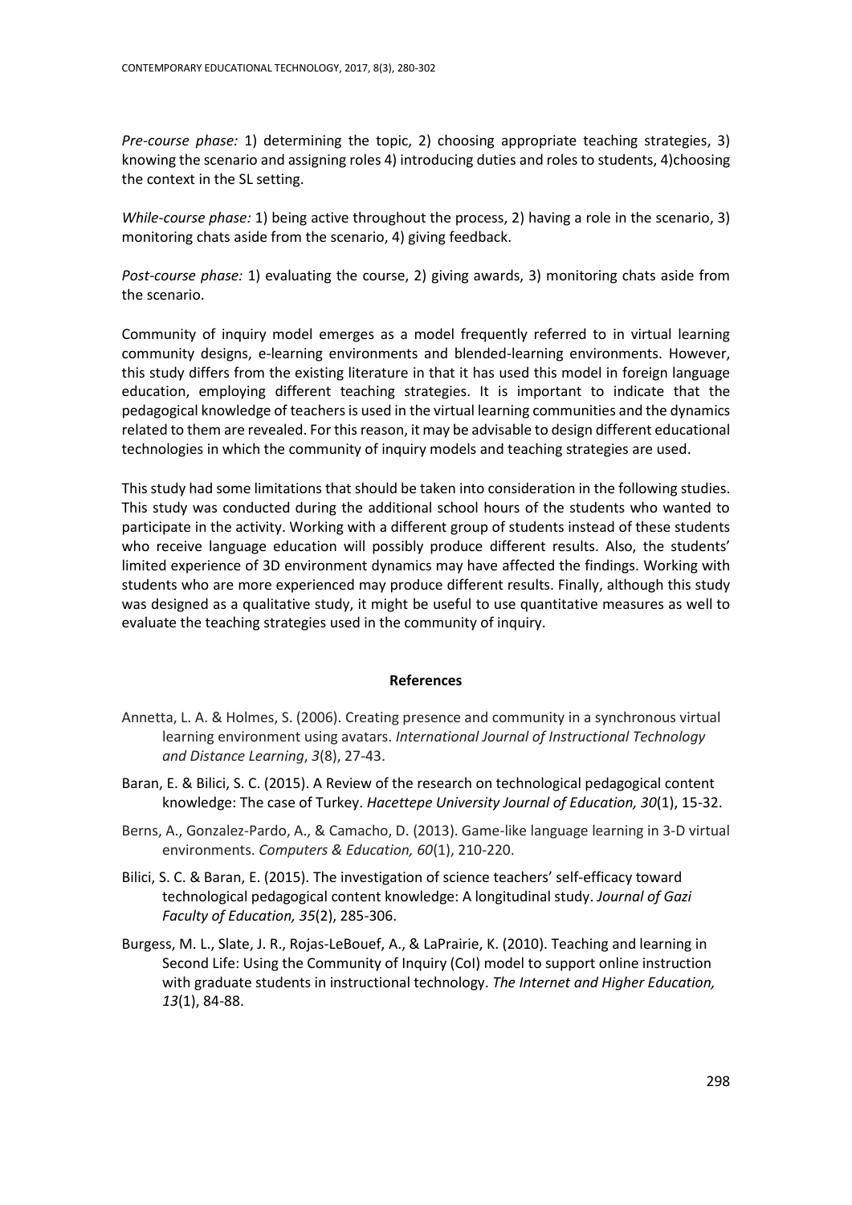*Pre-course phase:* 1) determining the topic, 2) choosing appropriate teaching strategies, 3) knowing the scenario and assigning roles 4) introducing duties and roles to students, 4)choosing the context in the SL setting.

*While-course phase:* 1) being active throughout the process, 2) having a role in the scenario, 3) monitoring chats aside from the scenario, 4) giving feedback.

*Post-course phase:* 1) evaluating the course, 2) giving awards, 3) monitoring chats aside from the scenario.

Community of inquiry model emerges as a model frequently referred to in virtual learning community designs, e-learning environments and blended-learning environments. However, this study differs from the existing literature in that it has used this model in foreign language education, employing different teaching strategies. It is important to indicate that the pedagogical knowledge of teachers is used in the virtual learning communities and the dynamics related to them are revealed. For this reason, it may be advisable to design different educational technologies in which the community of inquiry models and teaching strategies are used.

This study had some limitations that should be taken into consideration in the following studies. This study was conducted during the additional school hours of the students who wanted to participate in the activity. Working with a different group of students instead of these students who receive language education will possibly produce different results. Also, the students' limited experience of 3D environment dynamics may have affected the findings. Working with students who are more experienced may produce different results. Finally, although this study was designed as a qualitative study, it might be useful to use quantitative measures as well to evaluate the teaching strategies used in the community of inquiry.

## References

Annetta, L. A. & Holmes, S. (2006). Creating presence and community in a synchronous virtual learning environment using avatars. *International Journal of Instructional Technology and Distance Learning*, *3*(8), 27-43.

Baran, E. & Bilici, S. C. (2015). A Review of the research on technological pedagogical content knowledge: The case of Turkey. *Hacettepe University Journal of Education, 30*(1), 15-32.

Berns, A., Gonzalez-Pardo, A., & Camacho, D. (2013). Game-like language learning in 3-D virtual environments. *Computers & Education, 60*(1), 210-220.

Bilici, S. C. & Baran, E. (2015). The investigation of science teachers' self-efficacy toward technological pedagogical content knowledge: A longitudinal study. *Journal of Gazi Faculty of Education, 35*(2), 285-306.

Burgess, M. L., Slate, J. R., Rojas-LeBouef, A., & LaPrairie, K. (2010). Teaching and learning in Second Life: Using the Community of Inquiry (CoI) model to support online instruction with graduate students in instructional technology. *The Internet and Higher Education, 13*(1), 84-88.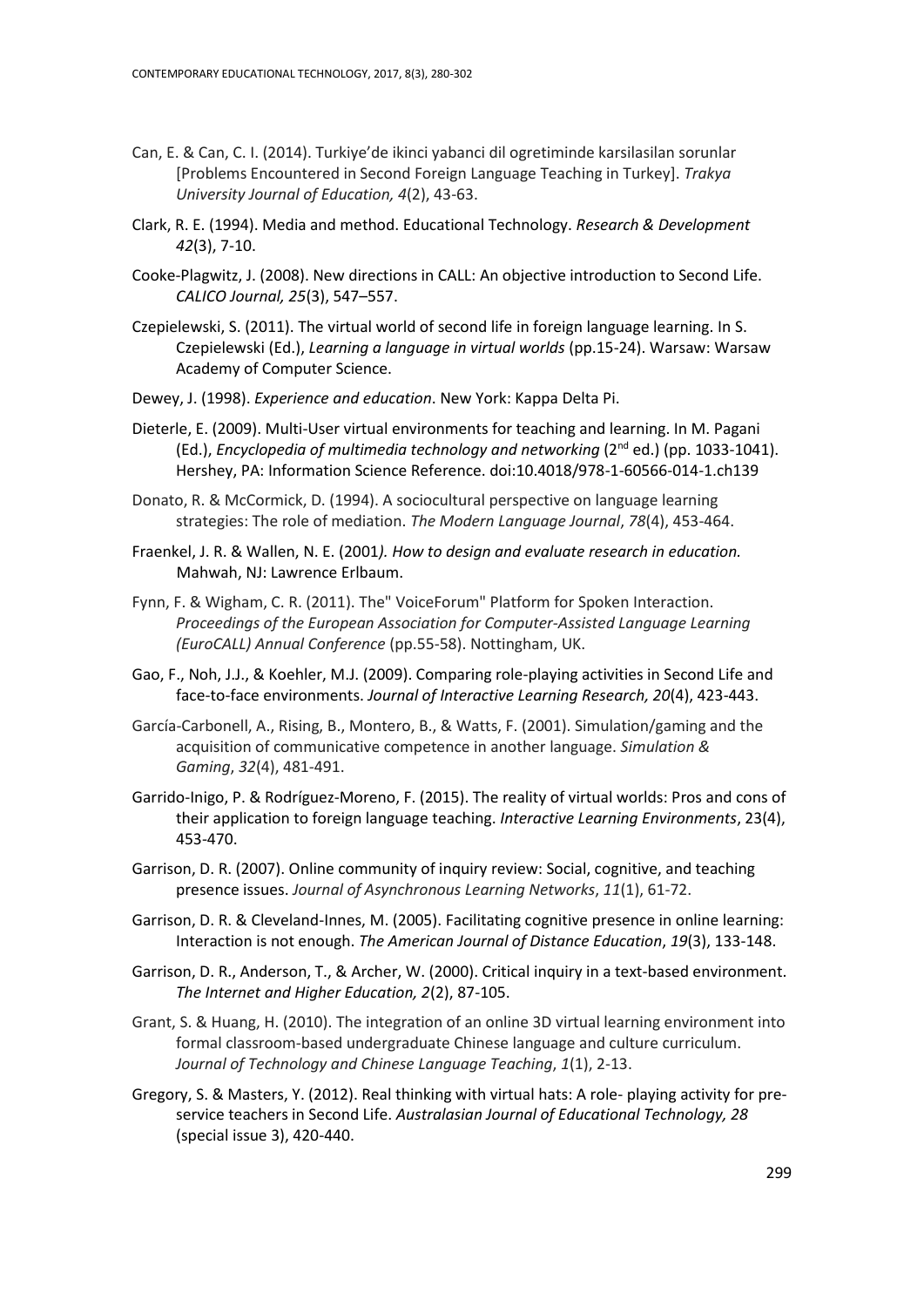Can, E. & Can, C. I. (2014). Turkiye'de ikinci yabanci dil ogretiminde karsilasilan sorunlar [Problems Encountered in Second Foreign Language Teaching in Turkey]. *Trakya University Journal of Education, 4*(2), 43-63.

Clark, R. E. (1994). Media and method. Educational Technology. *Research & Development 42*(3), 7-10.

Cooke-Plagwitz, J. (2008). New directions in CALL: An objective introduction to Second Life. *CALICO Journal, 25*(3), 547–557.

Czepielewski, S. (2011). The virtual world of second life in foreign language learning. In S. Czepielewski (Ed.), *Learning a language in virtual worlds* (pp.15-24). Warsaw: Warsaw Academy of Computer Science.

Dewey, J. (1998). *Experience and education*. New York: Kappa Delta Pi.

Dieterle, E. (2009). Multi-User virtual environments for teaching and learning. In M. Pagani (Ed.), *Encyclopedia of multimedia technology and networking* (2nd ed.) (pp. 1033-1041). Hershey, PA: Information Science Reference. doi:10.4018/978-1-60566-014-1.ch139

Donato, R. & McCormick, D. (1994). A sociocultural perspective on language learning strategies: The role of mediation. *The Modern Language Journal*, *78*(4), 453-464.

Fraenkel, J. R. & Wallen, N. E. (2001*). How to design and evaluate research in education.* Mahwah, NJ: Lawrence Erlbaum.

Fynn, F. & Wigham, C. R. (2011). The" VoiceForum" Platform for Spoken Interaction. *Proceedings of the European Association for Computer-Assisted Language Learning (EuroCALL) Annual Conference* (pp.55-58). Nottingham, UK.

Gao, F., Noh, J.J., & Koehler, M.J. (2009). Comparing role-playing activities in Second Life and face-to-face environments. *Journal of Interactive Learning Research, 20*(4), 423-443.

García-Carbonell, A., Rising, B., Montero, B., & Watts, F. (2001). Simulation/gaming and the acquisition of communicative competence in another language. *Simulation & Gaming*, *32*(4), 481-491.

Garrido-Inigo, P. & Rodríguez-Moreno, F. (2015). The reality of virtual worlds: Pros and cons of their application to foreign language teaching. *Interactive Learning Environments*, 23(4), 453-470.

Garrison, D. R. (2007). Online community of inquiry review: Social, cognitive, and teaching presence issues. *Journal of Asynchronous Learning Networks*, *11*(1), 61-72.

Garrison, D. R. & Cleveland-Innes, M. (2005). Facilitating cognitive presence in online learning: Interaction is not enough. *The American Journal of Distance Education*, *19*(3), 133-148.

Garrison, D. R., Anderson, T., & Archer, W. (2000). Critical inquiry in a text-based environment. *The Internet and Higher Education, 2*(2), 87-105.

Grant, S. & Huang, H. (2010). The integration of an online 3D virtual learning environment into formal classroom-based undergraduate Chinese language and culture curriculum. *Journal of Technology and Chinese Language Teaching*, *1*(1), 2-13.

Gregory, S. & Masters, Y. (2012). Real thinking with virtual hats: A role- playing activity for pre-service teachers in Second Life. *Australasian Journal of Educational Technology, 28* (special issue 3), 420-440.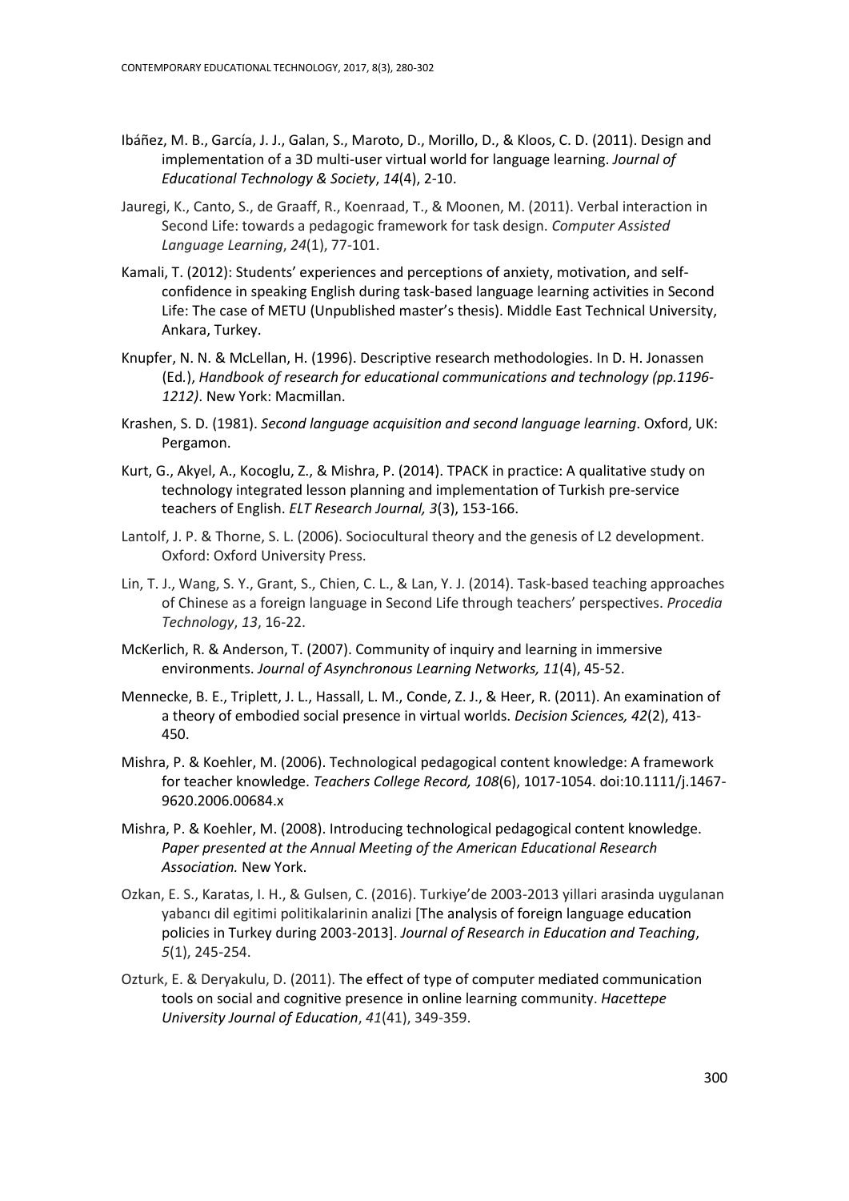Ibáñez, M. B., García, J. J., Galan, S., Maroto, D., Morillo, D., & Kloos, C. D. (2011). Design and implementation of a 3D multi-user virtual world for language learning. *Journal of Educational Technology & Society*, *14*(4), 2-10.

Jauregi, K., Canto, S., de Graaff, R., Koenraad, T., & Moonen, M. (2011). Verbal interaction in Second Life: towards a pedagogic framework for task design. *Computer Assisted Language Learning*, *24*(1), 77-101.

Kamali, T. (2012): Students' experiences and perceptions of anxiety, motivation, and self-confidence in speaking English during task-based language learning activities in Second Life: The case of METU (Unpublished master's thesis). Middle East Technical University, Ankara, Turkey.

Knupfer, N. N. & McLellan, H. (1996). Descriptive research methodologies. In D. H. Jonassen (Ed.), *Handbook of research for educational communications and technology (pp.1196-1212)*. New York: Macmillan.

Krashen, S. D. (1981). *Second language acquisition and second language learning*. Oxford, UK: Pergamon.

Kurt, G., Akyel, A., Kocoglu, Z., & Mishra, P. (2014). TPACK in practice: A qualitative study on technology integrated lesson planning and implementation of Turkish pre-service teachers of English. *ELT Research Journal, 3*(3), 153-166.

Lantolf, J. P. & Thorne, S. L. (2006). Sociocultural theory and the genesis of L2 development. Oxford: Oxford University Press.

Lin, T. J., Wang, S. Y., Grant, S., Chien, C. L., & Lan, Y. J. (2014). Task-based teaching approaches of Chinese as a foreign language in Second Life through teachers' perspectives. *Procedia Technology*, *13*, 16-22.

McKerlich, R. & Anderson, T. (2007). Community of inquiry and learning in immersive environments. *Journal of Asynchronous Learning Networks, 11*(4), 45-52.

Mennecke, B. E., Triplett, J. L., Hassall, L. M., Conde, Z. J., & Heer, R. (2011). An examination of a theory of embodied social presence in virtual worlds. *Decision Sciences, 42*(2), 413-450.

Mishra, P. & Koehler, M. (2006). Technological pedagogical content knowledge: A framework for teacher knowledge. *Teachers College Record, 108*(6), 1017-1054. doi:10.1111/j.1467-9620.2006.00684.x

Mishra, P. & Koehler, M. (2008). Introducing technological pedagogical content knowledge. *Paper presented at the Annual Meeting of the American Educational Research Association.* New York.

Ozkan, E. S., Karatas, I. H., & Gulsen, C. (2016). Turkiye'de 2003-2013 yillari arasinda uygulanan yabancı dil egitimi politikalarinin analizi [The analysis of foreign language education policies in Turkey during 2003-2013]. *Journal of Research in Education and Teaching*, *5*(1), 245-254.

Ozturk, E. & Deryakulu, D. (2011). The effect of type of computer mediated communication tools on social and cognitive presence in online learning community. *Hacettepe University Journal of Education*, *41*(41), 349-359.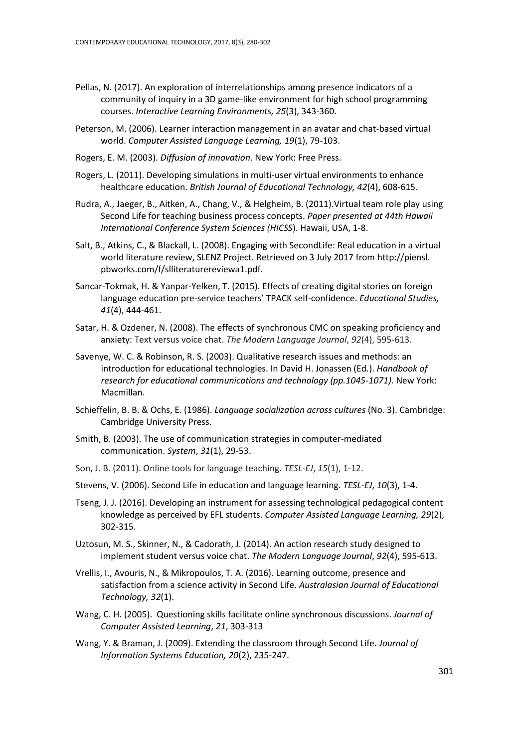Pellas, N. (2017). An exploration of interrelationships among presence indicators of a community of inquiry in a 3D game-like environment for high school programming courses. *Interactive Learning Environments, 25*(3), 343-360.

Peterson, M. (2006). Learner interaction management in an avatar and chat-based virtual world. *Computer Assisted Language Learning, 19*(1), 79-103.

Rogers, E. M. (2003). *Diffusion of innovation*. New York: Free Press.

Rogers, L. (2011). Developing simulations in multi-user virtual environments to enhance healthcare education. *British Journal of Educational Technology, 42*(4), 608-615.

Rudra, A., Jaeger, B., Aitken, A., Chang, V., & Helgheim, B. (2011).Virtual team role play using Second Life for teaching business process concepts. *Paper presented at 44th Hawaii International Conference System Sciences (HICSS*). Hawaii, USA, 1-8.

Salt, B., Atkins, C., & Blackall, L. (2008). Engaging with SecondLife: Real education in a virtual world literature review, SLENZ Project. Retrieved on 3 July 2017 from http://piensl. pbworks.com/f/slliteraturereviewa1.pdf.

Sancar-Tokmak, H. & Yanpar-Yelken, T. (2015). Effects of creating digital stories on foreign language education pre-service teachers' TPACK self-confidence. *Educational Studies, 41*(4), 444-461.

Satar, H. & Ozdener, N. (2008). The effects of synchronous CMC on speaking proficiency and anxiety: Text versus voice chat. *The Modern Language Journal*, *92*(4), 595-613.

Savenye, W. C. & Robinson, R. S. (2003). Qualitative research issues and methods: an introduction for educational technologies. In David H. Jonassen (Ed.). *Handbook of research for educational communications and technology (pp.1045-1071)*. New York: Macmillan.

Schieffelin, B. B. & Ochs, E. (1986). *Language socialization across cultures* (No. 3). Cambridge: Cambridge University Press.

Smith, B. (2003). The use of communication strategies in computer-mediated communication. *System*, *31*(1), 29-53.

Son, J. B. (2011). Online tools for language teaching. *TESL-EJ*, *15*(1), 1-12.

Stevens, V. (2006). Second Life in education and language learning. *TESL-EJ*, *10*(3), 1-4.

Tseng, J. J. (2016). Developing an instrument for assessing technological pedagogical content knowledge as perceived by EFL students. *Computer Assisted Language Learning, 29*(2), 302-315.

Uztosun, M. S., Skinner, N., & Cadorath, J. (2014). An action research study designed to implement student versus voice chat. *The Modern Language Journal*, *92*(4), 595-613.

Vrellis, I., Avouris, N., & Mikropoulos, T. A. (2016). Learning outcome, presence and satisfaction from a science activity in Second Life. *Australasian Journal of Educational Technology, 32*(1).

Wang, C. H. (2005). Questioning skills facilitate online synchronous discussions. *Journal of Computer Assisted Learning*, *21*, 303-313

Wang, Y. & Braman, J. (2009). Extending the classroom through Second Life. *Journal of Information Systems Education, 20*(2), 235-247.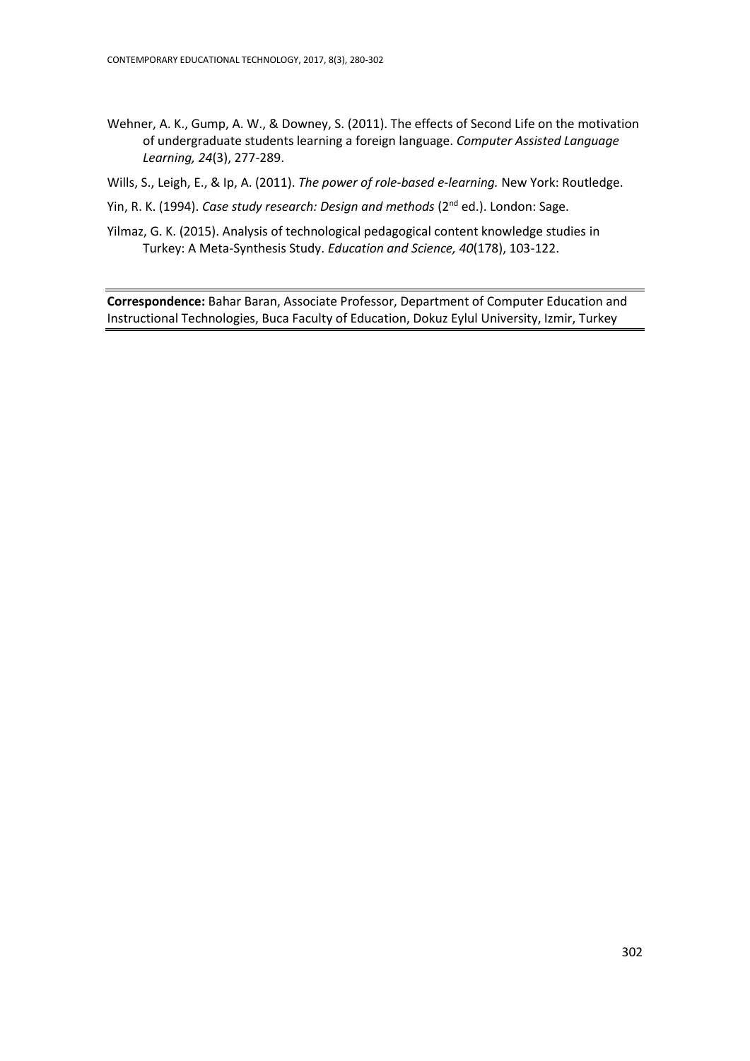Wehner, A. K., Gump, A. W., & Downey, S. (2011). The effects of Second Life on the motivation of undergraduate students learning a foreign language. *Computer Assisted Language Learning, 24*(3), 277-289.

Wills, S., Leigh, E., & Ip, A. (2011). *The power of role-based e-learning.* New York: Routledge.

Yin, R. K. (1994). *Case study research: Design and methods* (2nd ed.). London: Sage.

Yilmaz, G. K. (2015). Analysis of technological pedagogical content knowledge studies in Turkey: A Meta-Synthesis Study. *Education and Science, 40*(178), 103-122.

---

**Correspondence:** Bahar Baran, Associate Professor, Department of Computer Education and Instructional Technologies, Buca Faculty of Education, Dokuz Eylul University, Izmir, Turkey